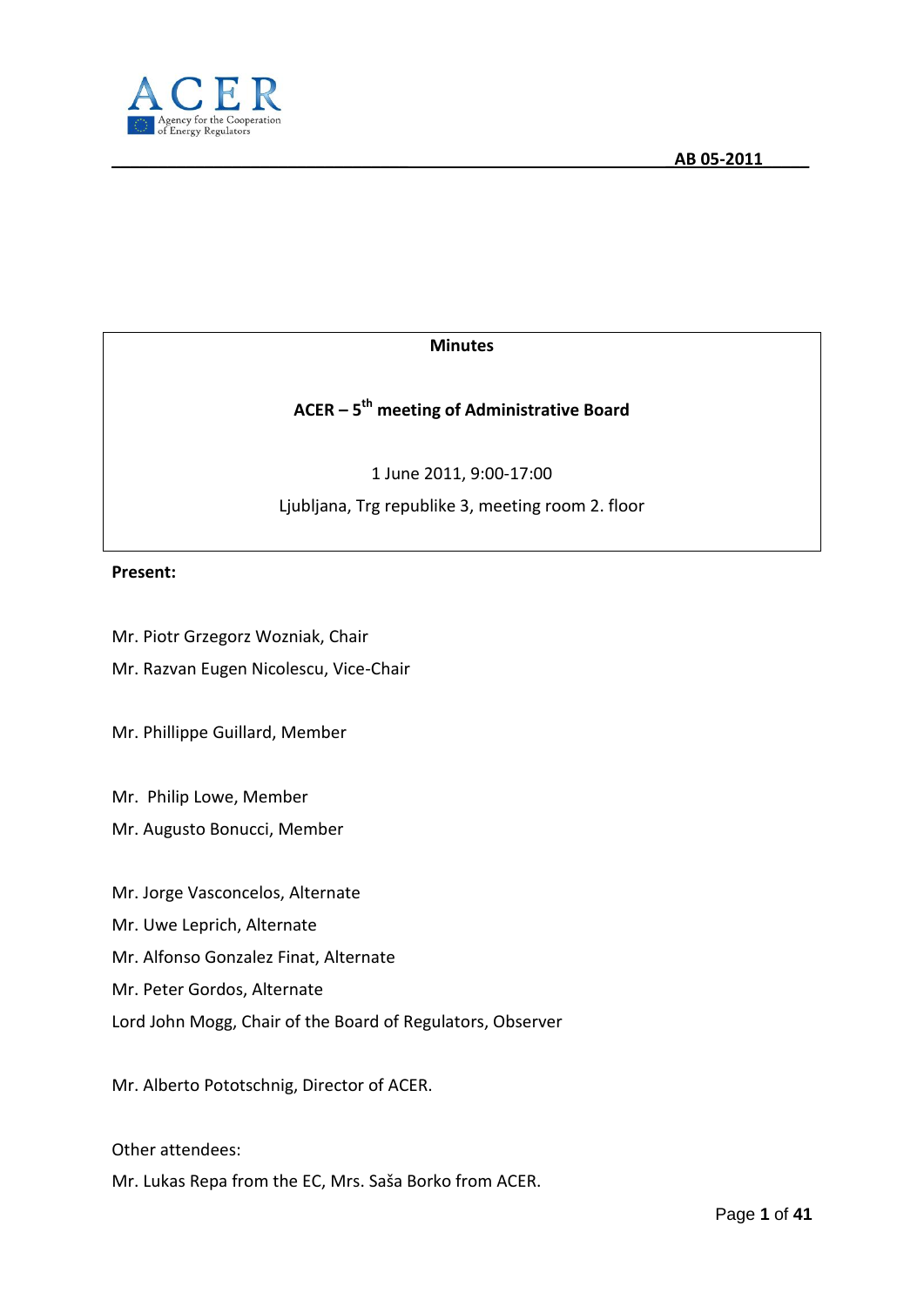AB 05-2011

**Minutes**

**ACER – 5th meeting of Administrative Board**

1 June 2011, 9:00-17:00

Ljubljana, Trg republike 3, meeting room 2. floor

**Present:**

Mr. Piotr Grzegorz Wozniak, Chair

Mr. Razvan Eugen Nicolescu, Vice-Chair

Mr. Phillippe Guillard, Member

Mr. Philip Lowe, Member

Mr. Augusto Bonucci, Member

Mr. Jorge Vasconcelos, Alternate

Mr. Uwe Leprich, Alternate

Mr. Alfonso Gonzalez Finat, Alternate

Mr. Peter Gordos, Alternate

Lord John Mogg, Chair of the Board of Regulators, Observer

Mr. Alberto Pototschnig, Director of ACER.

Other attendees:

Mr. Lukas Repa from the EC, Mrs. Saša Borko from ACER.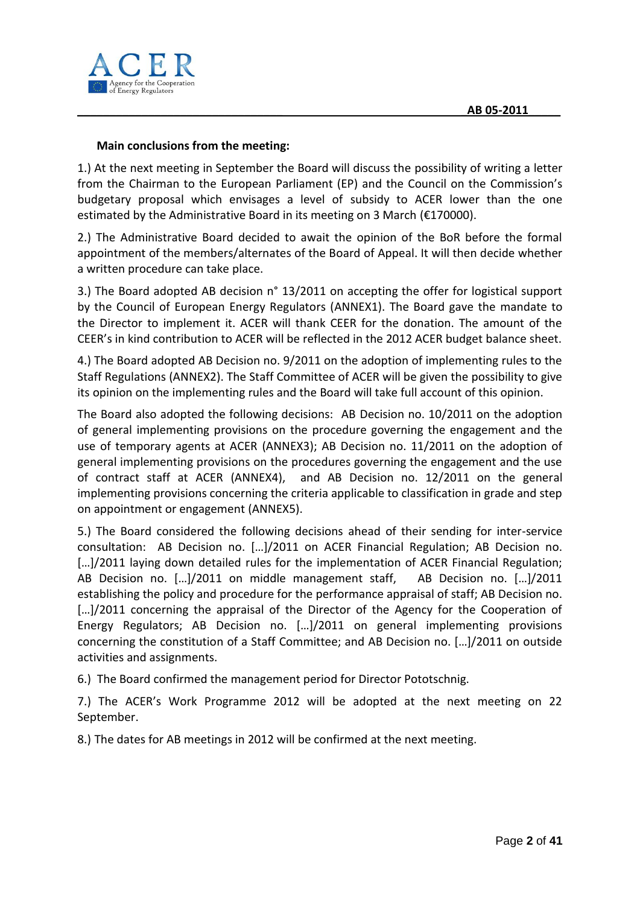**Main conclusions from the meeting:**

1.) At the next meeting in September the Board will discuss the possibility of writing a letter from the Chairman to the European Parliament (EP) and the Council on the Commission's budgetary proposal which envisages a level of subsidy to ACER lower than the one estimated by the Administrative Board in its meeting on 3 March (€170000).

2.) The Administrative Board decided to await the opinion of the BoR before the formal appointment of the members/alternates of the Board of Appeal. It will then decide whether a written procedure can take place.

3.) The Board adopted AB decision n° 13/2011 on accepting the offer for logistical support by the Council of European Energy Regulators (ANNEX1). The Board gave the mandate to the Director to implement it. ACER will thank CEER for the donation. The amount of the CEER's in kind contribution to ACER will be reflected in the 2012 ACER budget balance sheet.

4.) The Board adopted AB Decision no. 9/2011 on the adoption of implementing rules to the Staff Regulations (ANNEX2). The Staff Committee of ACER will be given the possibility to give its opinion on the implementing rules and the Board will take full account of this opinion.

The Board also adopted the following decisions: AB Decision no. 10/2011 on the adoption of general implementing provisions on the procedure governing the engagement and the use of temporary agents at ACER (ANNEX3); AB Decision no. 11/2011 on the adoption of general implementing provisions on the procedures governing the engagement and the use of contract staff at ACER (ANNEX4), and AB Decision no. 12/2011 on the general implementing provisions concerning the criteria applicable to classification in grade and step on appointment or engagement (ANNEX5).

5.) The Board considered the following decisions ahead of their sending for inter-service consultation: AB Decision no. […]/2011 on ACER Financial Regulation; AB Decision no. […]/2011 laying down detailed rules for the implementation of ACER Financial Regulation; AB Decision no. […]/2011 on middle management staff, AB Decision no. […]/2011 establishing the policy and procedure for the performance appraisal of staff; AB Decision no. […]/2011 concerning the appraisal of the Director of the Agency for the Cooperation of Energy Regulators; AB Decision no. […]/2011 on general implementing provisions concerning the constitution of a Staff Committee; and AB Decision no. […]/2011 on outside activities and assignments.

6.) The Board confirmed the management period for Director Pototschnig.

7.) The ACER's Work Programme 2012 will be adopted at the next meeting on 22 September.

8.) The dates for AB meetings in 2012 will be confirmed at the next meeting.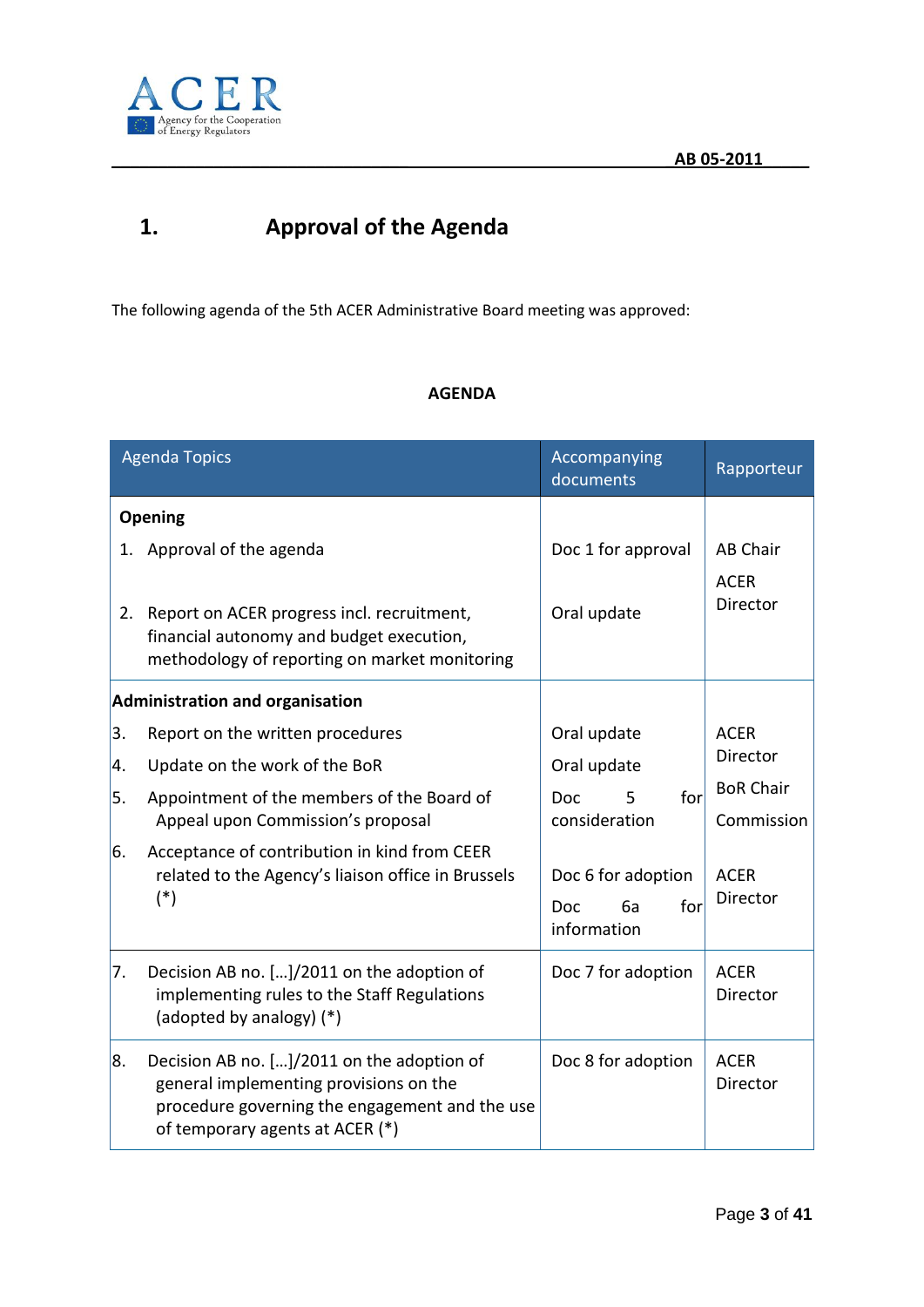# 1. Approval of the Agenda

The following agenda of the 5th ACER Administrative Board meeting was approved:

**AGENDA**

| Agenda Topics | Accompanying documents | Rapporteur |
|---|---|---|
| **Opening** | | |
| 1. Approval of the agenda | Doc 1 for approval | AB Chair |
| 2. Report on ACER progress incl. recruitment, financial autonomy and budget execution, methodology of reporting on market monitoring | Oral update | ACER Director |
| **Administration and organisation** | | |
| 3. Report on the written procedures | Oral update | ACER Director |
| 4. Update on the work of the BoR | Oral update | BoR Chair |
| 5. Appointment of the members of the Board of Appeal upon Commission's proposal | Doc 5 for consideration | Commission |
| 6. Acceptance of contribution in kind from CEER related to the Agency's liaison office in Brussels (*) | Doc 6 for adoption<br>Doc 6a for information | ACER Director |
| 7. Decision AB no. […]/2011 on the adoption of implementing rules to the Staff Regulations (adopted by analogy) (*) | Doc 7 for adoption | ACER Director |
| 8. Decision AB no. […]/2011 on the adoption of general implementing provisions on the procedure governing the engagement and the use of temporary agents at ACER (*) | Doc 8 for adoption | ACER Director |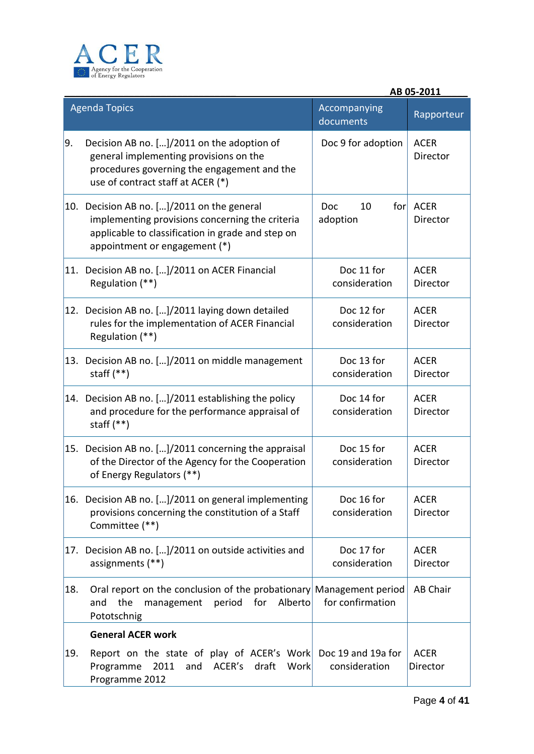| Agenda Topics | Accompanying documents | Rapporteur |
|---|---|---|
| 9. Decision AB no. […]/2011 on the adoption of general implementing provisions on the procedures governing the engagement and the use of contract staff at ACER (*) | Doc 9 for adoption | ACER Director |
| 10. Decision AB no. […]/2011 on the general implementing provisions concerning the criteria applicable to classification in grade and step on appointment or engagement (*) | Doc 10 for adoption | ACER Director |
| 11. Decision AB no. […]/2011 on ACER Financial Regulation (**) | Doc 11 for consideration | ACER Director |
| 12. Decision AB no. […]/2011 laying down detailed rules for the implementation of ACER Financial Regulation (**) | Doc 12 for consideration | ACER Director |
| 13. Decision AB no. […]/2011 on middle management staff (**) | Doc 13 for consideration | ACER Director |
| 14. Decision AB no. […]/2011 establishing the policy and procedure for the performance appraisal of staff (**) | Doc 14 for consideration | ACER Director |
| 15. Decision AB no. […]/2011 concerning the appraisal of the Director of the Agency for the Cooperation of Energy Regulators (**) | Doc 15 for consideration | ACER Director |
| 16. Decision AB no. […]/2011 on general implementing provisions concerning the constitution of a Staff Committee (**) | Doc 16 for consideration | ACER Director |
| 17. Decision AB no. […]/2011 on outside activities and assignments (**) | Doc 17 for consideration | ACER Director |
| 18. Oral report on the conclusion of the probationary and the management period for Alberto Pototschnig | Management period for confirmation | AB Chair |
| **General ACER work** | | |
| 19. Report on the state of play of ACER's Work Programme 2011 and ACER's draft Work Programme 2012 | Doc 19 and 19a for consideration | ACER Director |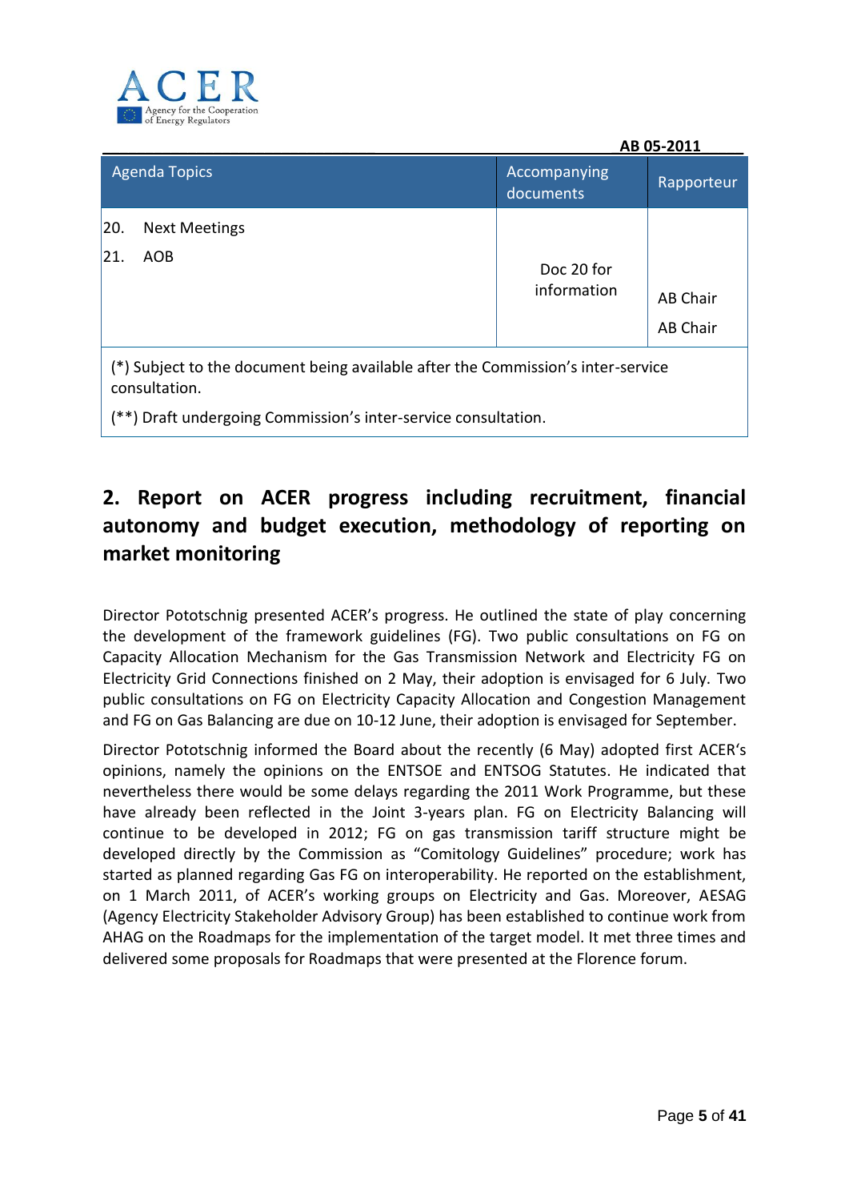AB 05-2011

| Agenda Topics | Accompanying documents | Rapporteur |
|---|---|---|
| 20. Next Meetings | Doc 20 for information | AB Chair |
| 21. AOB | | AB Chair |
| (*) Subject to the document being available after the Commission's inter-service consultation. (**) Draft undergoing Commission's inter-service consultation. | | |

## 2. Report on ACER progress including recruitment, financial autonomy and budget execution, methodology of reporting on market monitoring

Director Pototschnig presented ACER's progress. He outlined the state of play concerning the development of the framework guidelines (FG). Two public consultations on FG on Capacity Allocation Mechanism for the Gas Transmission Network and Electricity FG on Electricity Grid Connections finished on 2 May, their adoption is envisaged for 6 July. Two public consultations on FG on Electricity Capacity Allocation and Congestion Management and FG on Gas Balancing are due on 10-12 June, their adoption is envisaged for September.

Director Pototschnig informed the Board about the recently (6 May) adopted first ACER's opinions, namely the opinions on the ENTSOE and ENTSOG Statutes. He indicated that nevertheless there would be some delays regarding the 2011 Work Programme, but these have already been reflected in the Joint 3-years plan. FG on Electricity Balancing will continue to be developed in 2012; FG on gas transmission tariff structure might be developed directly by the Commission as "Comitology Guidelines" procedure; work has started as planned regarding Gas FG on interoperability. He reported on the establishment, on 1 March 2011, of ACER's working groups on Electricity and Gas. Moreover, AESAG (Agency Electricity Stakeholder Advisory Group) has been established to continue work from AHAG on the Roadmaps for the implementation of the target model. It met three times and delivered some proposals for Roadmaps that were presented at the Florence forum.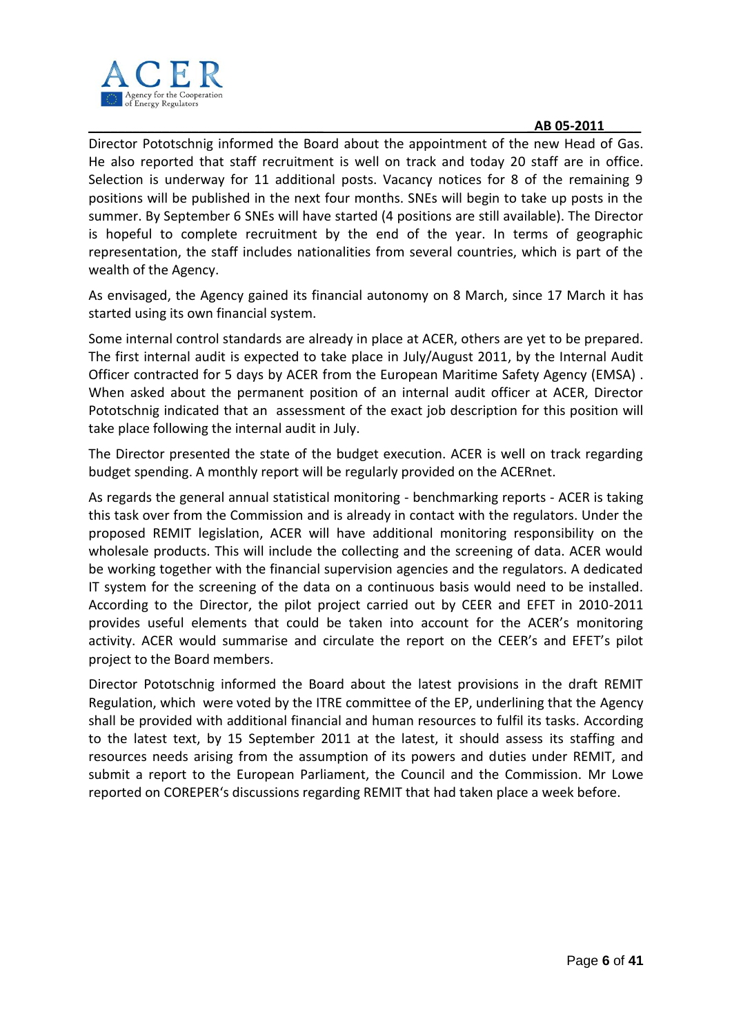Director Pototschnig informed the Board about the appointment of the new Head of Gas. He also reported that staff recruitment is well on track and today 20 staff are in office. Selection is underway for 11 additional posts. Vacancy notices for 8 of the remaining 9 positions will be published in the next four months. SNEs will begin to take up posts in the summer. By September 6 SNEs will have started (4 positions are still available). The Director is hopeful to complete recruitment by the end of the year. In terms of geographic representation, the staff includes nationalities from several countries, which is part of the wealth of the Agency.

As envisaged, the Agency gained its financial autonomy on 8 March, since 17 March it has started using its own financial system.

Some internal control standards are already in place at ACER, others are yet to be prepared. The first internal audit is expected to take place in July/August 2011, by the Internal Audit Officer contracted for 5 days by ACER from the European Maritime Safety Agency (EMSA) . When asked about the permanent position of an internal audit officer at ACER, Director Pototschnig indicated that an assessment of the exact job description for this position will take place following the internal audit in July.

The Director presented the state of the budget execution. ACER is well on track regarding budget spending. A monthly report will be regularly provided on the ACERnet.

As regards the general annual statistical monitoring - benchmarking reports - ACER is taking this task over from the Commission and is already in contact with the regulators. Under the proposed REMIT legislation, ACER will have additional monitoring responsibility on the wholesale products. This will include the collecting and the screening of data. ACER would be working together with the financial supervision agencies and the regulators. A dedicated IT system for the screening of the data on a continuous basis would need to be installed. According to the Director, the pilot project carried out by CEER and EFET in 2010-2011 provides useful elements that could be taken into account for the ACER's monitoring activity. ACER would summarise and circulate the report on the CEER's and EFET's pilot project to the Board members.

Director Pototschnig informed the Board about the latest provisions in the draft REMIT Regulation, which were voted by the ITRE committee of the EP, underlining that the Agency shall be provided with additional financial and human resources to fulfil its tasks. According to the latest text, by 15 September 2011 at the latest, it should assess its staffing and resources needs arising from the assumption of its powers and duties under REMIT, and submit a report to the European Parliament, the Council and the Commission. Mr Lowe reported on COREPER's discussions regarding REMIT that had taken place a week before.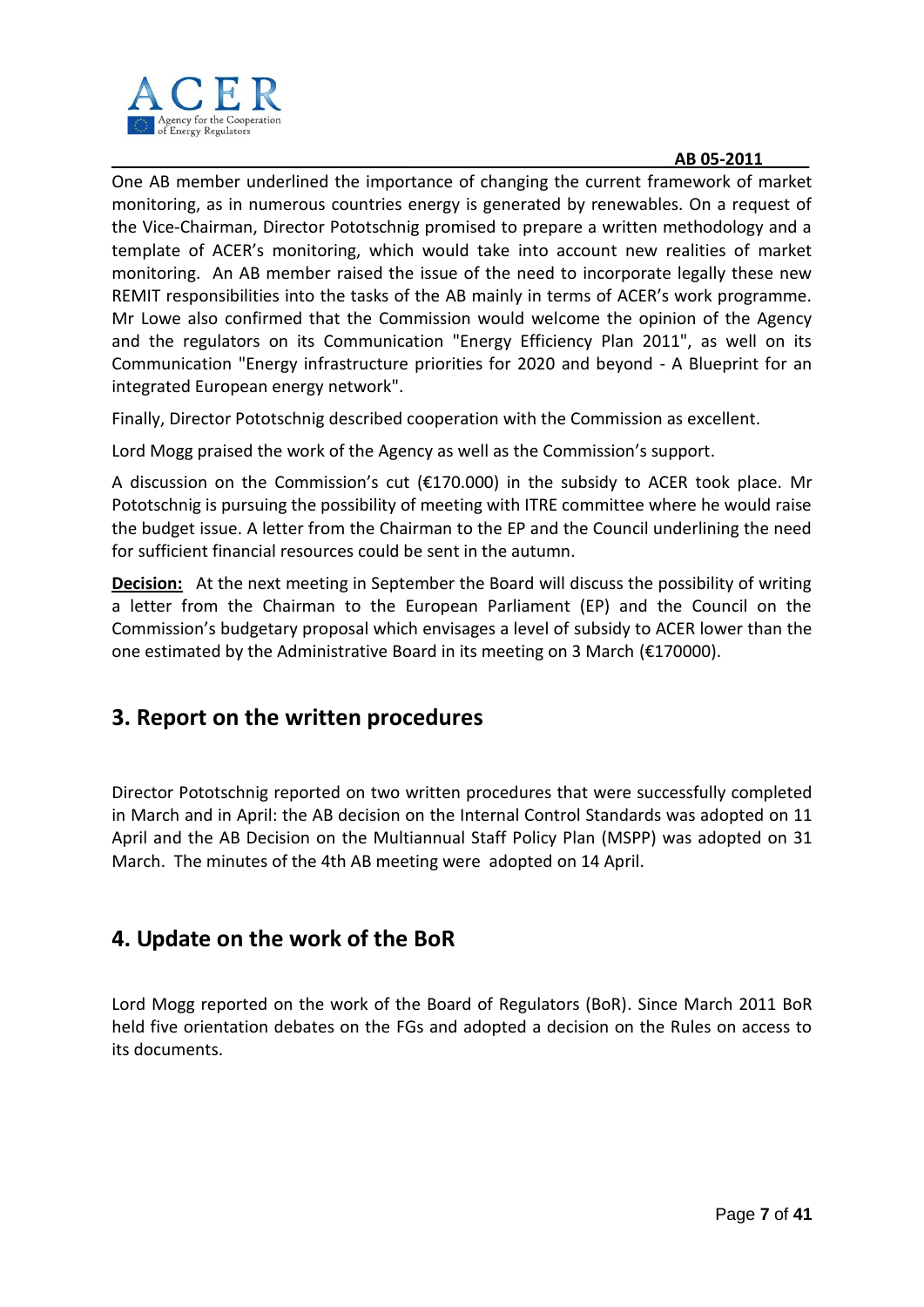One AB member underlined the importance of changing the current framework of market monitoring, as in numerous countries energy is generated by renewables. On a request of the Vice-Chairman, Director Pototschnig promised to prepare a written methodology and a template of ACER's monitoring, which would take into account new realities of market monitoring. An AB member raised the issue of the need to incorporate legally these new REMIT responsibilities into the tasks of the AB mainly in terms of ACER's work programme. Mr Lowe also confirmed that the Commission would welcome the opinion of the Agency and the regulators on its Communication "Energy Efficiency Plan 2011", as well on its Communication "Energy infrastructure priorities for 2020 and beyond - A Blueprint for an integrated European energy network".

Finally, Director Pototschnig described cooperation with the Commission as excellent.

Lord Mogg praised the work of the Agency as well as the Commission's support.

A discussion on the Commission's cut (€170.000) in the subsidy to ACER took place. Mr Pototschnig is pursuing the possibility of meeting with ITRE committee where he would raise the budget issue. A letter from the Chairman to the EP and the Council underlining the need for sufficient financial resources could be sent in the autumn.

**Decision:** At the next meeting in September the Board will discuss the possibility of writing a letter from the Chairman to the European Parliament (EP) and the Council on the Commission's budgetary proposal which envisages a level of subsidy to ACER lower than the one estimated by the Administrative Board in its meeting on 3 March (€170000).

## 3. Report on the written procedures

Director Pototschnig reported on two written procedures that were successfully completed in March and in April: the AB decision on the Internal Control Standards was adopted on 11 April and the AB Decision on the Multiannual Staff Policy Plan (MSPP) was adopted on 31 March. The minutes of the 4th AB meeting were adopted on 14 April.

## 4. Update on the work of the BoR

Lord Mogg reported on the work of the Board of Regulators (BoR). Since March 2011 BoR held five orientation debates on the FGs and adopted a decision on the Rules on access to its documents.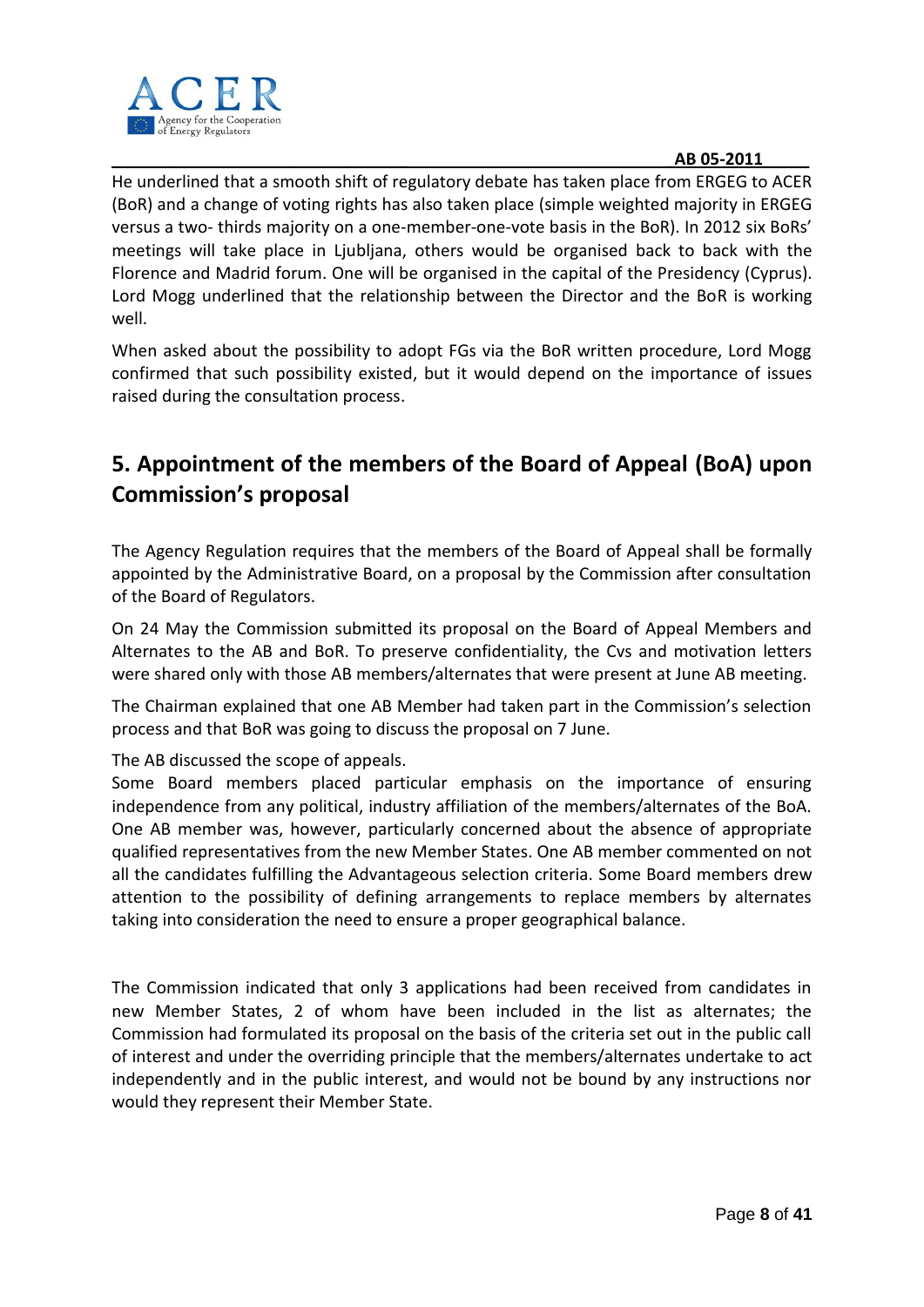He underlined that a smooth shift of regulatory debate has taken place from ERGEG to ACER (BoR) and a change of voting rights has also taken place (simple weighted majority in ERGEG versus a two- thirds majority on a one-member-one-vote basis in the BoR). In 2012 six BoRs' meetings will take place in Ljubljana, others would be organised back to back with the Florence and Madrid forum. One will be organised in the capital of the Presidency (Cyprus). Lord Mogg underlined that the relationship between the Director and the BoR is working well.

When asked about the possibility to adopt FGs via the BoR written procedure, Lord Mogg confirmed that such possibility existed, but it would depend on the importance of issues raised during the consultation process.

## 5. Appointment of the members of the Board of Appeal (BoA) upon Commission's proposal

The Agency Regulation requires that the members of the Board of Appeal shall be formally appointed by the Administrative Board, on a proposal by the Commission after consultation of the Board of Regulators.

On 24 May the Commission submitted its proposal on the Board of Appeal Members and Alternates to the AB and BoR. To preserve confidentiality, the Cvs and motivation letters were shared only with those AB members/alternates that were present at June AB meeting.

The Chairman explained that one AB Member had taken part in the Commission's selection process and that BoR was going to discuss the proposal on 7 June.

The AB discussed the scope of appeals.
Some Board members placed particular emphasis on the importance of ensuring independence from any political, industry affiliation of the members/alternates of the BoA. One AB member was, however, particularly concerned about the absence of appropriate qualified representatives from the new Member States. One AB member commented on not all the candidates fulfilling the Advantageous selection criteria. Some Board members drew attention to the possibility of defining arrangements to replace members by alternates taking into consideration the need to ensure a proper geographical balance.

The Commission indicated that only 3 applications had been received from candidates in new Member States, 2 of whom have been included in the list as alternates; the Commission had formulated its proposal on the basis of the criteria set out in the public call of interest and under the overriding principle that the members/alternates undertake to act independently and in the public interest, and would not be bound by any instructions nor would they represent their Member State.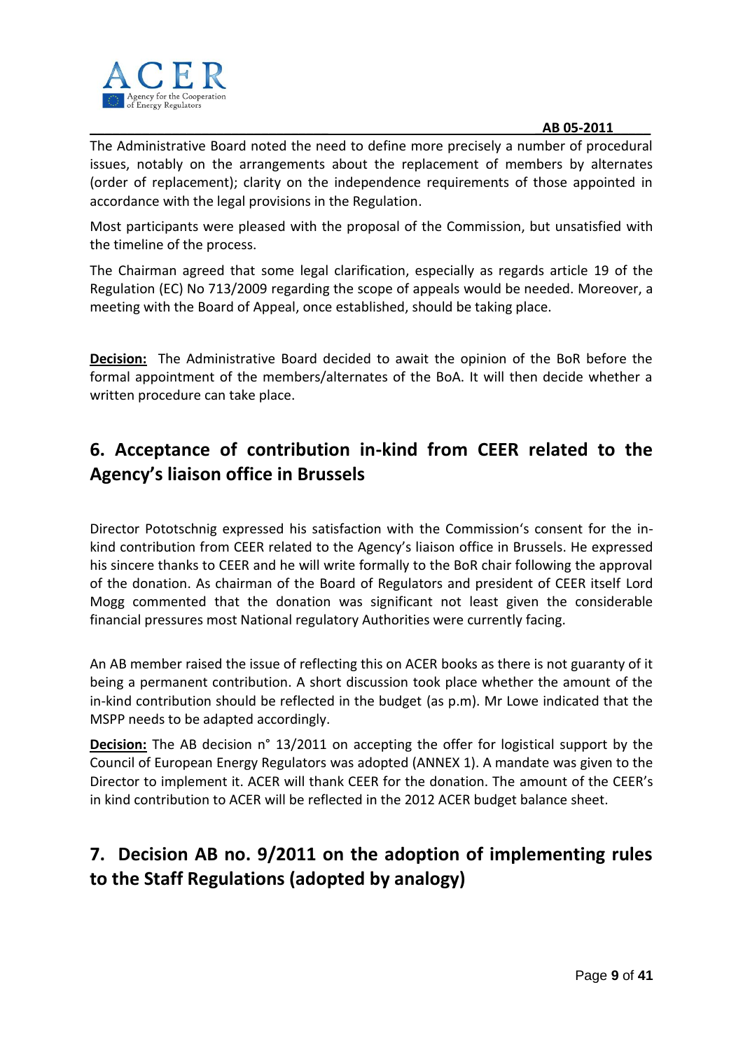The Administrative Board noted the need to define more precisely a number of procedural issues, notably on the arrangements about the replacement of members by alternates (order of replacement); clarity on the independence requirements of those appointed in accordance with the legal provisions in the Regulation.

Most participants were pleased with the proposal of the Commission, but unsatisfied with the timeline of the process.

The Chairman agreed that some legal clarification, especially as regards article 19 of the Regulation (EC) No 713/2009 regarding the scope of appeals would be needed. Moreover, a meeting with the Board of Appeal, once established, should be taking place.

**Decision:** The Administrative Board decided to await the opinion of the BoR before the formal appointment of the members/alternates of the BoA. It will then decide whether a written procedure can take place.

## 6. Acceptance of contribution in-kind from CEER related to the Agency's liaison office in Brussels

Director Pototschnig expressed his satisfaction with the Commission's consent for the in-kind contribution from CEER related to the Agency's liaison office in Brussels. He expressed his sincere thanks to CEER and he will write formally to the BoR chair following the approval of the donation. As chairman of the Board of Regulators and president of CEER itself Lord Mogg commented that the donation was significant not least given the considerable financial pressures most National regulatory Authorities were currently facing.

An AB member raised the issue of reflecting this on ACER books as there is not guaranty of it being a permanent contribution. A short discussion took place whether the amount of the in-kind contribution should be reflected in the budget (as p.m). Mr Lowe indicated that the MSPP needs to be adapted accordingly.

**Decision:** The AB decision n° 13/2011 on accepting the offer for logistical support by the Council of European Energy Regulators was adopted (ANNEX 1). A mandate was given to the Director to implement it. ACER will thank CEER for the donation. The amount of the CEER's in kind contribution to ACER will be reflected in the 2012 ACER budget balance sheet.

## 7. Decision AB no. 9/2011 on the adoption of implementing rules to the Staff Regulations (adopted by analogy)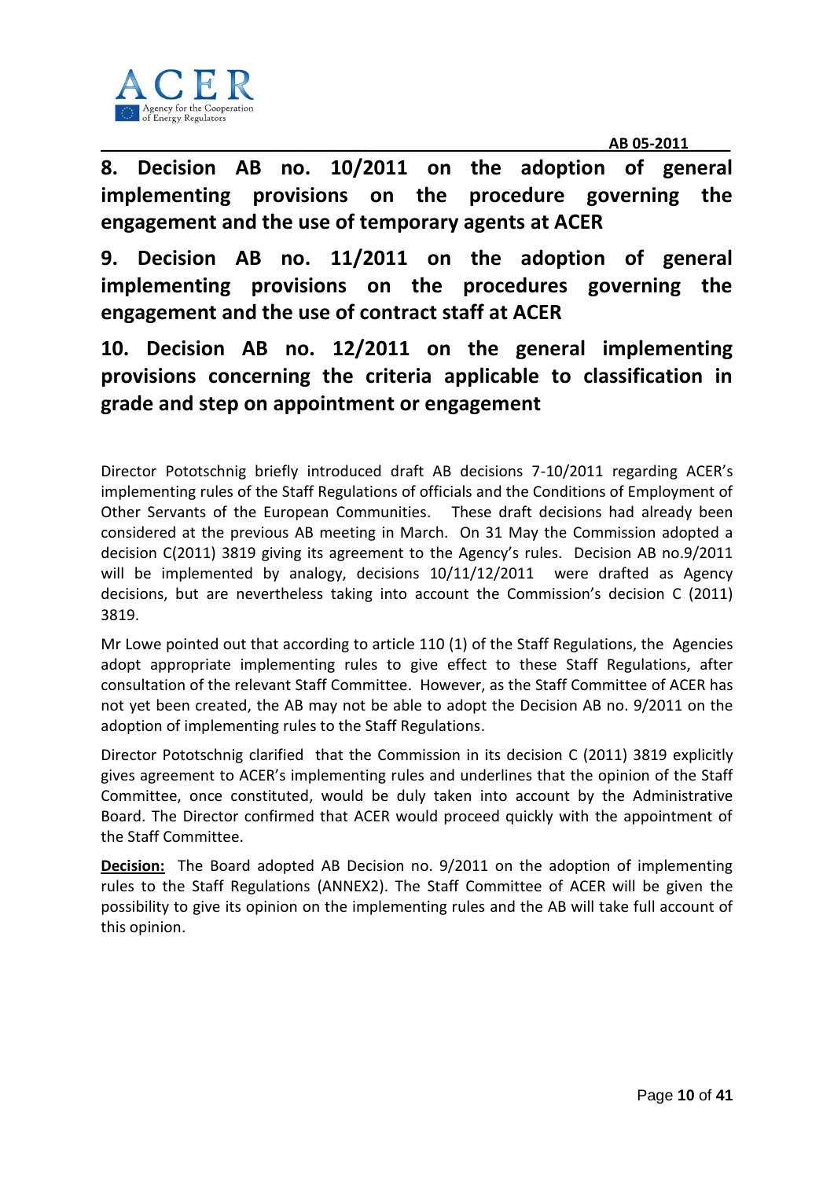## 8. Decision AB no. 10/2011 on the adoption of general implementing provisions on the procedure governing the engagement and the use of temporary agents at ACER

## 9. Decision AB no. 11/2011 on the adoption of general implementing provisions on the procedures governing the engagement and the use of contract staff at ACER

## 10. Decision AB no. 12/2011 on the general implementing provisions concerning the criteria applicable to classification in grade and step on appointment or engagement

Director Pototschnig briefly introduced draft AB decisions 7-10/2011 regarding ACER's implementing rules of the Staff Regulations of officials and the Conditions of Employment of Other Servants of the European Communities. These draft decisions had already been considered at the previous AB meeting in March. On 31 May the Commission adopted a decision C(2011) 3819 giving its agreement to the Agency's rules. Decision AB no.9/2011 will be implemented by analogy, decisions 10/11/12/2011 were drafted as Agency decisions, but are nevertheless taking into account the Commission's decision C (2011) 3819.

Mr Lowe pointed out that according to article 110 (1) of the Staff Regulations, the Agencies adopt appropriate implementing rules to give effect to these Staff Regulations, after consultation of the relevant Staff Committee. However, as the Staff Committee of ACER has not yet been created, the AB may not be able to adopt the Decision AB no. 9/2011 on the adoption of implementing rules to the Staff Regulations.

Director Pototschnig clarified that the Commission in its decision C (2011) 3819 explicitly gives agreement to ACER's implementing rules and underlines that the opinion of the Staff Committee, once constituted, would be duly taken into account by the Administrative Board. The Director confirmed that ACER would proceed quickly with the appointment of the Staff Committee.

**Decision:** The Board adopted AB Decision no. 9/2011 on the adoption of implementing rules to the Staff Regulations (ANNEX2). The Staff Committee of ACER will be given the possibility to give its opinion on the implementing rules and the AB will take full account of this opinion.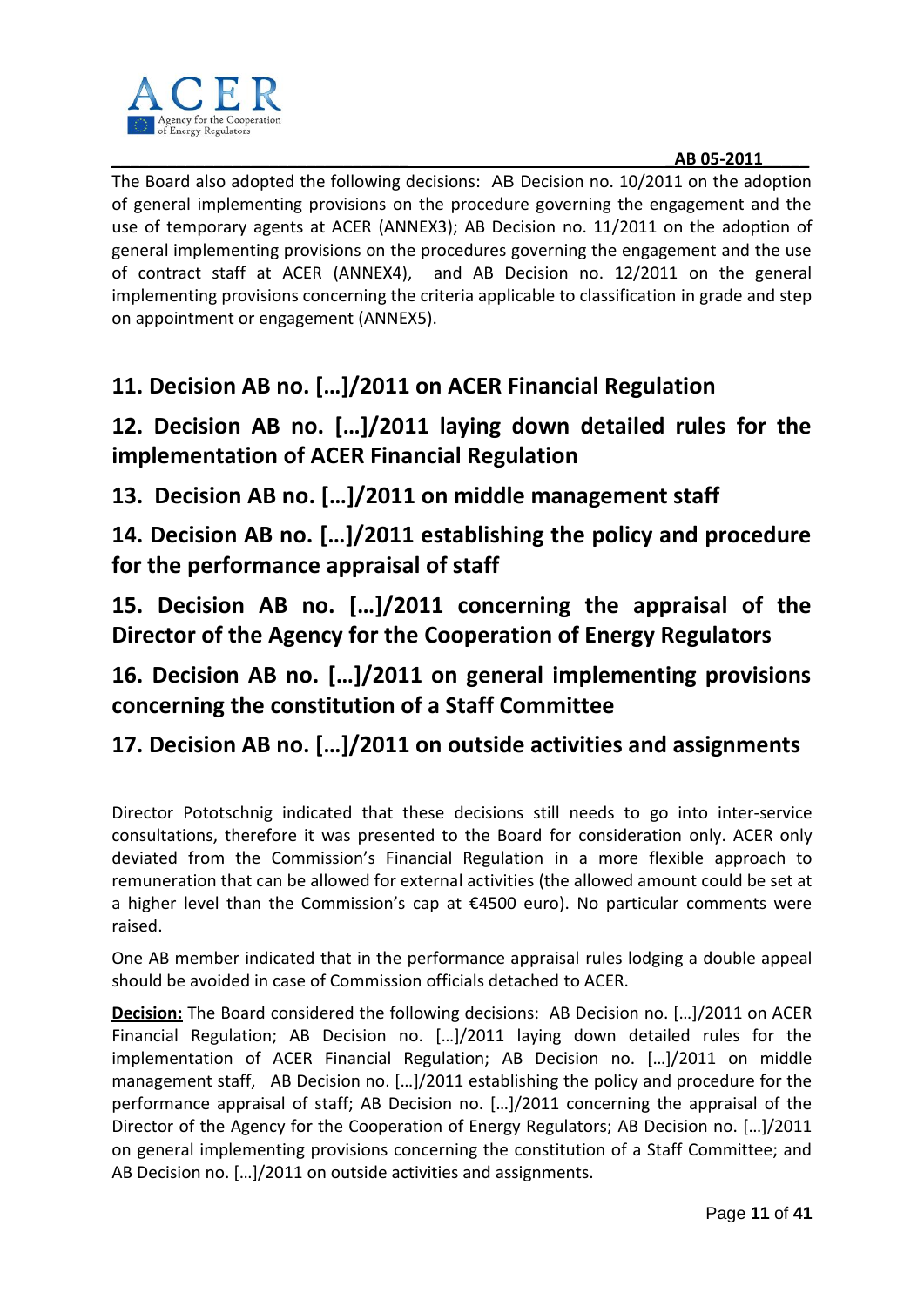The Board also adopted the following decisions: AB Decision no. 10/2011 on the adoption of general implementing provisions on the procedure governing the engagement and the use of temporary agents at ACER (ANNEX3); AB Decision no. 11/2011 on the adoption of general implementing provisions on the procedures governing the engagement and the use of contract staff at ACER (ANNEX4), and AB Decision no. 12/2011 on the general implementing provisions concerning the criteria applicable to classification in grade and step on appointment or engagement (ANNEX5).

## 11. Decision AB no. […]/2011 on ACER Financial Regulation

## 12. Decision AB no. […]/2011 laying down detailed rules for the implementation of ACER Financial Regulation

## 13. Decision AB no. […]/2011 on middle management staff

## 14. Decision AB no. […]/2011 establishing the policy and procedure for the performance appraisal of staff

## 15. Decision AB no. […]/2011 concerning the appraisal of the Director of the Agency for the Cooperation of Energy Regulators

## 16. Decision AB no. […]/2011 on general implementing provisions concerning the constitution of a Staff Committee

## 17. Decision AB no. […]/2011 on outside activities and assignments

Director Pototschnig indicated that these decisions still needs to go into inter-service consultations, therefore it was presented to the Board for consideration only. ACER only deviated from the Commission's Financial Regulation in a more flexible approach to remuneration that can be allowed for external activities (the allowed amount could be set at a higher level than the Commission's cap at €4500 euro). No particular comments were raised.

One AB member indicated that in the performance appraisal rules lodging a double appeal should be avoided in case of Commission officials detached to ACER.

**Decision:** The Board considered the following decisions: AB Decision no. […]/2011 on ACER Financial Regulation; AB Decision no. […]/2011 laying down detailed rules for the implementation of ACER Financial Regulation; AB Decision no. […]/2011 on middle management staff, AB Decision no. […]/2011 establishing the policy and procedure for the performance appraisal of staff; AB Decision no. […]/2011 concerning the appraisal of the Director of the Agency for the Cooperation of Energy Regulators; AB Decision no. […]/2011 on general implementing provisions concerning the constitution of a Staff Committee; and AB Decision no. […]/2011 on outside activities and assignments.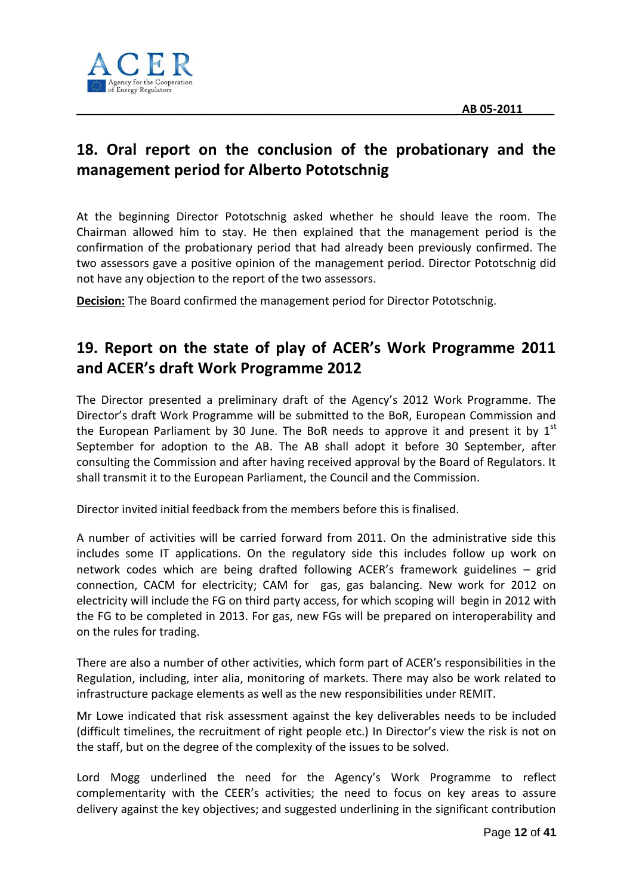## 18. Oral report on the conclusion of the probationary and the management period for Alberto Pototschnig

At the beginning Director Pototschnig asked whether he should leave the room. The Chairman allowed him to stay. He then explained that the management period is the confirmation of the probationary period that had already been previously confirmed. The two assessors gave a positive opinion of the management period. Director Pototschnig did not have any objection to the report of the two assessors.

**Decision:** The Board confirmed the management period for Director Pototschnig.

## 19. Report on the state of play of ACER's Work Programme 2011 and ACER's draft Work Programme 2012

The Director presented a preliminary draft of the Agency's 2012 Work Programme. The Director's draft Work Programme will be submitted to the BoR, European Commission and the European Parliament by 30 June. The BoR needs to approve it and present it by 1st September for adoption to the AB. The AB shall adopt it before 30 September, after consulting the Commission and after having received approval by the Board of Regulators. It shall transmit it to the European Parliament, the Council and the Commission.

Director invited initial feedback from the members before this is finalised.

A number of activities will be carried forward from 2011. On the administrative side this includes some IT applications. On the regulatory side this includes follow up work on network codes which are being drafted following ACER's framework guidelines – grid connection, CACM for electricity; CAM for gas, gas balancing. New work for 2012 on electricity will include the FG on third party access, for which scoping will begin in 2012 with the FG to be completed in 2013. For gas, new FGs will be prepared on interoperability and on the rules for trading.

There are also a number of other activities, which form part of ACER's responsibilities in the Regulation, including, inter alia, monitoring of markets. There may also be work related to infrastructure package elements as well as the new responsibilities under REMIT.

Mr Lowe indicated that risk assessment against the key deliverables needs to be included (difficult timelines, the recruitment of right people etc.) In Director's view the risk is not on the staff, but on the degree of the complexity of the issues to be solved.

Lord Mogg underlined the need for the Agency's Work Programme to reflect complementarity with the CEER's activities; the need to focus on key areas to assure delivery against the key objectives; and suggested underlining in the significant contribution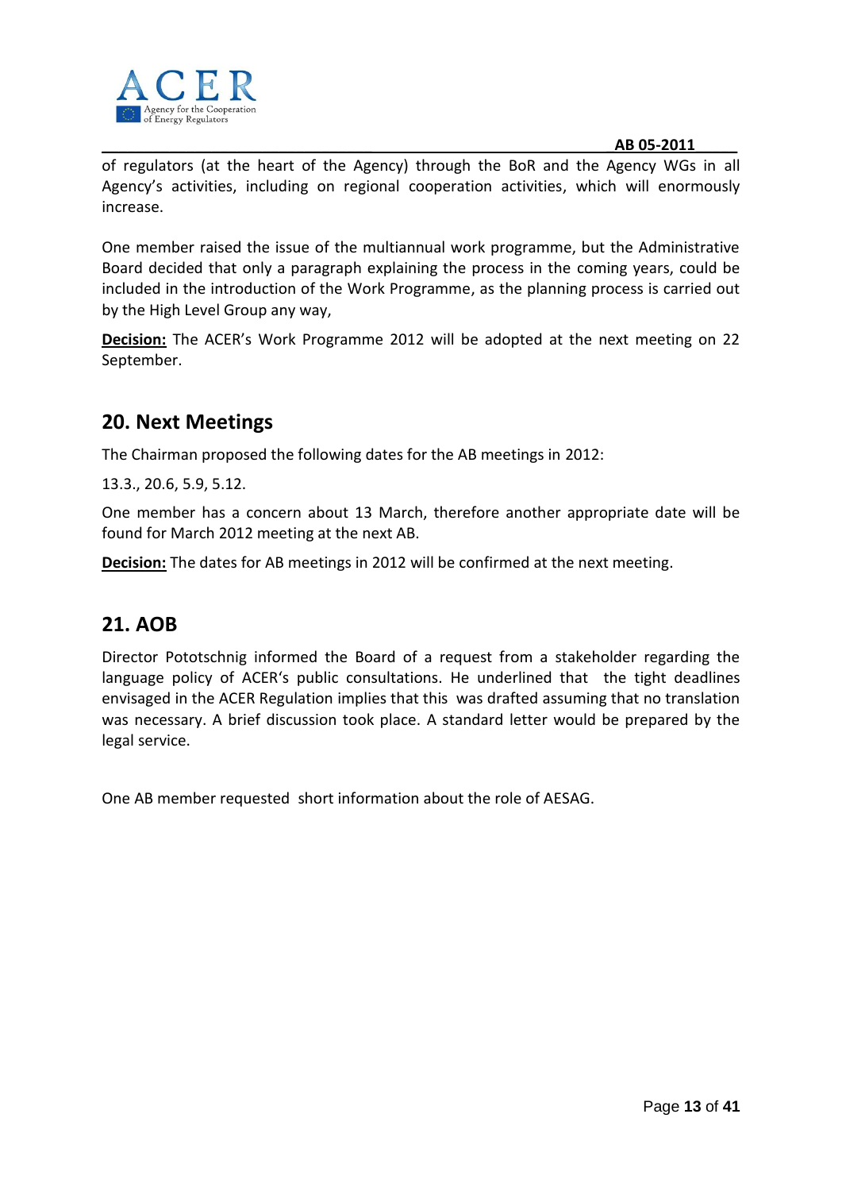of regulators (at the heart of the Agency) through the BoR and the Agency WGs in all Agency's activities, including on regional cooperation activities, which will enormously increase.

One member raised the issue of the multiannual work programme, but the Administrative Board decided that only a paragraph explaining the process in the coming years, could be included in the introduction of the Work Programme, as the planning process is carried out by the High Level Group any way,

**Decision:** The ACER's Work Programme 2012 will be adopted at the next meeting on 22 September.

## 20. Next Meetings

The Chairman proposed the following dates for the AB meetings in 2012:

13.3., 20.6, 5.9, 5.12.

One member has a concern about 13 March, therefore another appropriate date will be found for March 2012 meeting at the next AB.

**Decision:** The dates for AB meetings in 2012 will be confirmed at the next meeting.

## 21. AOB

Director Pototschnig informed the Board of a request from a stakeholder regarding the language policy of ACER's public consultations. He underlined that the tight deadlines envisaged in the ACER Regulation implies that this was drafted assuming that no translation was necessary. A brief discussion took place. A standard letter would be prepared by the legal service.

One AB member requested short information about the role of AESAG.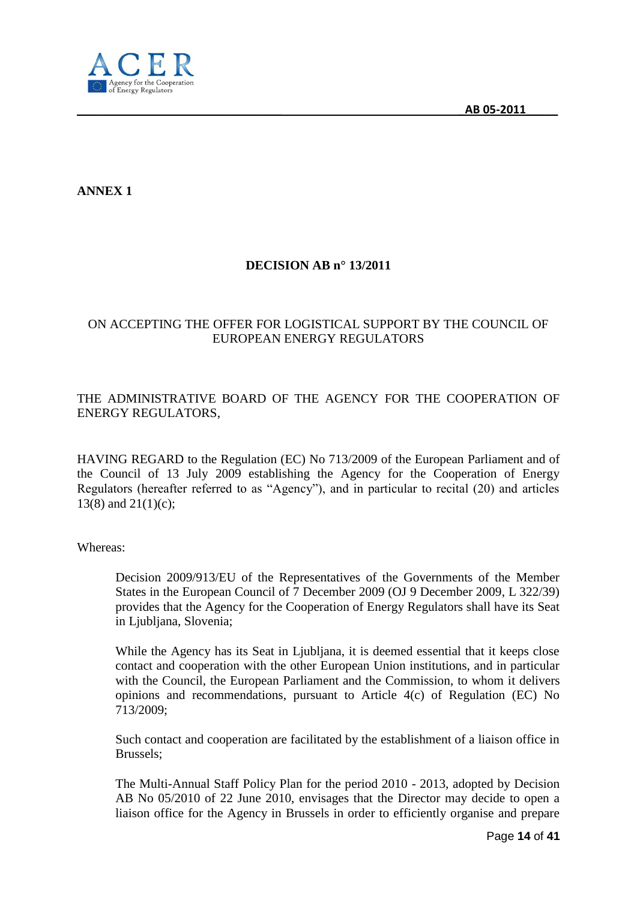**ANNEX 1**

**DECISION AB n° 13/2011**

ON ACCEPTING THE OFFER FOR LOGISTICAL SUPPORT BY THE COUNCIL OF EUROPEAN ENERGY REGULATORS

THE ADMINISTRATIVE BOARD OF THE AGENCY FOR THE COOPERATION OF ENERGY REGULATORS,

HAVING REGARD to the Regulation (EC) No 713/2009 of the European Parliament and of the Council of 13 July 2009 establishing the Agency for the Cooperation of Energy Regulators (hereafter referred to as "Agency"), and in particular to recital (20) and articles 13(8) and 21(1)(c);

Whereas:

Decision 2009/913/EU of the Representatives of the Governments of the Member States in the European Council of 7 December 2009 (OJ 9 December 2009, L 322/39) provides that the Agency for the Cooperation of Energy Regulators shall have its Seat in Ljubljana, Slovenia;

While the Agency has its Seat in Ljubljana, it is deemed essential that it keeps close contact and cooperation with the other European Union institutions, and in particular with the Council, the European Parliament and the Commission, to whom it delivers opinions and recommendations, pursuant to Article 4(c) of Regulation (EC) No 713/2009;

Such contact and cooperation are facilitated by the establishment of a liaison office in Brussels;

The Multi-Annual Staff Policy Plan for the period 2010 - 2013, adopted by Decision AB No 05/2010 of 22 June 2010, envisages that the Director may decide to open a liaison office for the Agency in Brussels in order to efficiently organise and prepare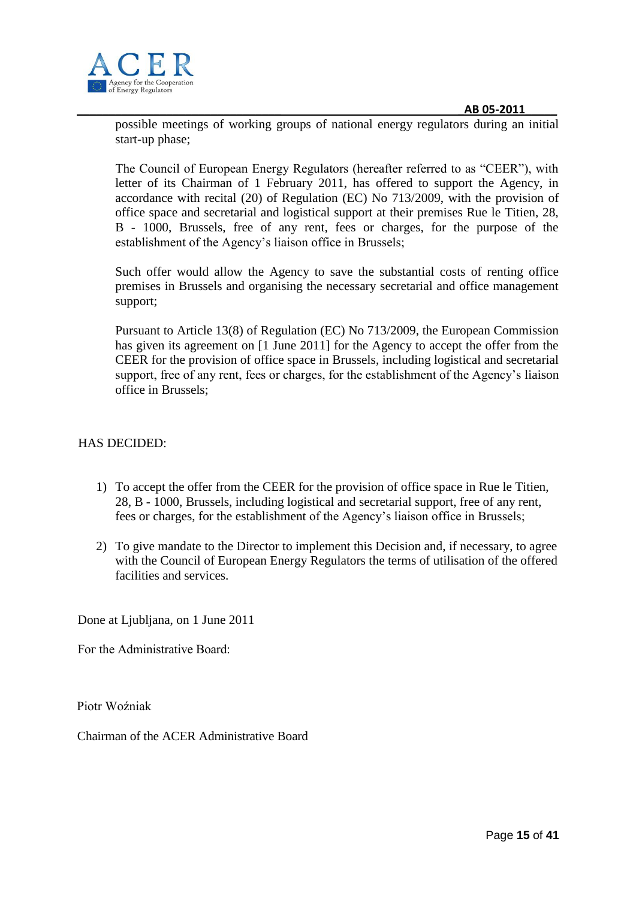possible meetings of working groups of national energy regulators during an initial start-up phase;

The Council of European Energy Regulators (hereafter referred to as “CEER”), with letter of its Chairman of 1 February 2011, has offered to support the Agency, in accordance with recital (20) of Regulation (EC) No 713/2009, with the provision of office space and secretarial and logistical support at their premises Rue le Titien, 28, B - 1000, Brussels, free of any rent, fees or charges, for the purpose of the establishment of the Agency’s liaison office in Brussels;

Such offer would allow the Agency to save the substantial costs of renting office premises in Brussels and organising the necessary secretarial and office management support;

Pursuant to Article 13(8) of Regulation (EC) No 713/2009, the European Commission has given its agreement on [1 June 2011] for the Agency to accept the offer from the CEER for the provision of office space in Brussels, including logistical and secretarial support, free of any rent, fees or charges, for the establishment of the Agency’s liaison office in Brussels;

HAS DECIDED:

1) To accept the offer from the CEER for the provision of office space in Rue le Titien, 28, B - 1000, Brussels, including logistical and secretarial support, free of any rent, fees or charges, for the establishment of the Agency’s liaison office in Brussels;

2) To give mandate to the Director to implement this Decision and, if necessary, to agree with the Council of European Energy Regulators the terms of utilisation of the offered facilities and services.

Done at Ljubljana, on 1 June 2011

For the Administrative Board:

Piotr Woźniak

Chairman of the ACER Administrative Board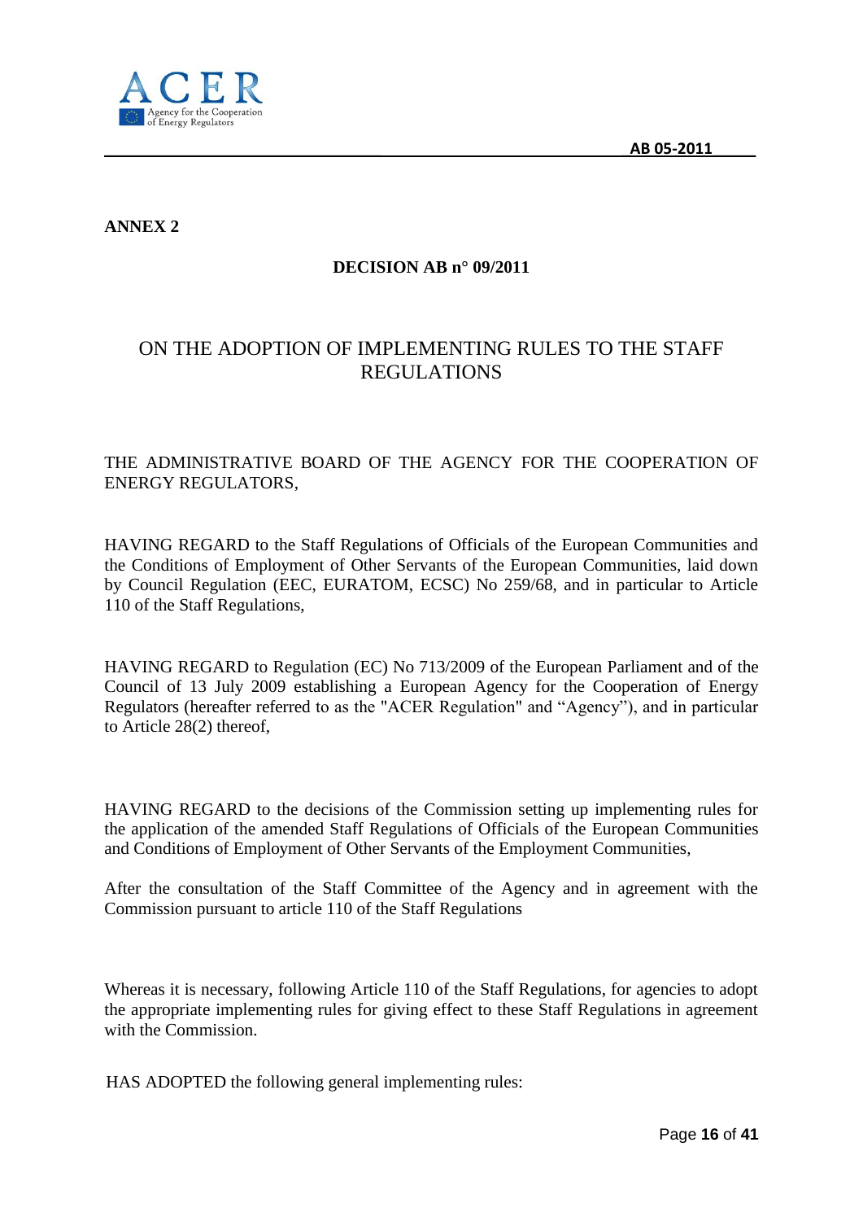**ANNEX 2**

**DECISION AB n° 09/2011**

# ON THE ADOPTION OF IMPLEMENTING RULES TO THE STAFF REGULATIONS

THE ADMINISTRATIVE BOARD OF THE AGENCY FOR THE COOPERATION OF ENERGY REGULATORS,

HAVING REGARD to the Staff Regulations of Officials of the European Communities and the Conditions of Employment of Other Servants of the European Communities, laid down by Council Regulation (EEC, EURATOM, ECSC) No 259/68, and in particular to Article 110 of the Staff Regulations,

HAVING REGARD to Regulation (EC) No 713/2009 of the European Parliament and of the Council of 13 July 2009 establishing a European Agency for the Cooperation of Energy Regulators (hereafter referred to as the "ACER Regulation" and "Agency"), and in particular to Article 28(2) thereof,

HAVING REGARD to the decisions of the Commission setting up implementing rules for the application of the amended Staff Regulations of Officials of the European Communities and Conditions of Employment of Other Servants of the Employment Communities,

After the consultation of the Staff Committee of the Agency and in agreement with the Commission pursuant to article 110 of the Staff Regulations

Whereas it is necessary, following Article 110 of the Staff Regulations, for agencies to adopt the appropriate implementing rules for giving effect to these Staff Regulations in agreement with the Commission.

HAS ADOPTED the following general implementing rules: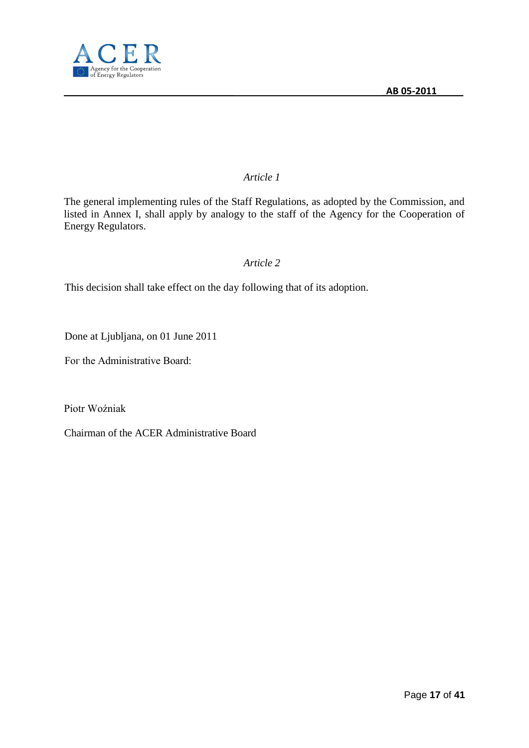*Article 1*

The general implementing rules of the Staff Regulations, as adopted by the Commission, and listed in Annex I, shall apply by analogy to the staff of the Agency for the Cooperation of Energy Regulators.

*Article 2*

This decision shall take effect on the day following that of its adoption.

Done at Ljubljana, on 01 June 2011

For the Administrative Board:

Piotr Woźniak

Chairman of the ACER Administrative Board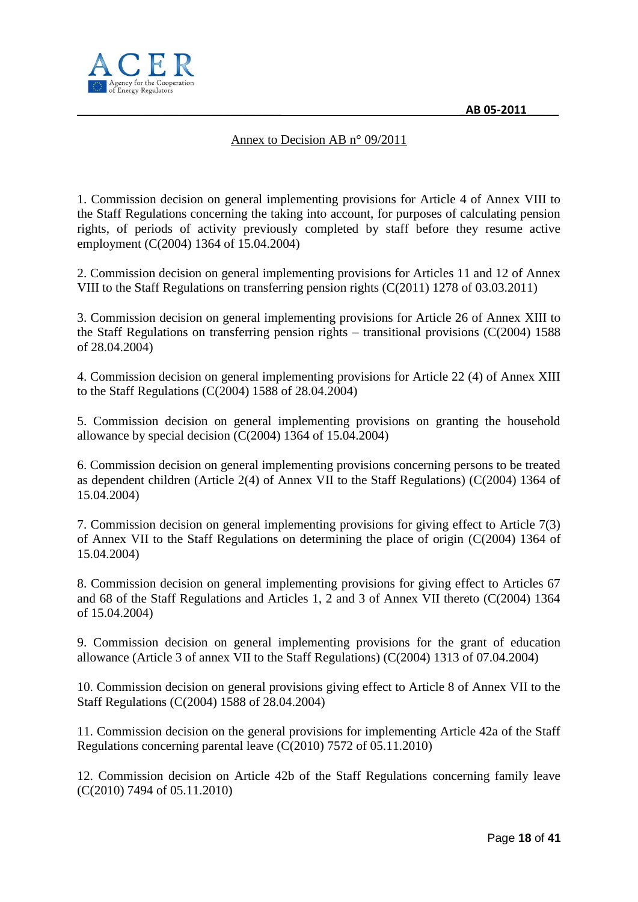Annex to Decision AB n° 09/2011

1. Commission decision on general implementing provisions for Article 4 of Annex VIII to the Staff Regulations concerning the taking into account, for purposes of calculating pension rights, of periods of activity previously completed by staff before they resume active employment (C(2004) 1364 of 15.04.2004)

2. Commission decision on general implementing provisions for Articles 11 and 12 of Annex VIII to the Staff Regulations on transferring pension rights (C(2011) 1278 of 03.03.2011)

3. Commission decision on general implementing provisions for Article 26 of Annex XIII to the Staff Regulations on transferring pension rights – transitional provisions (C(2004) 1588 of 28.04.2004)

4. Commission decision on general implementing provisions for Article 22 (4) of Annex XIII to the Staff Regulations (C(2004) 1588 of 28.04.2004)

5. Commission decision on general implementing provisions on granting the household allowance by special decision (C(2004) 1364 of 15.04.2004)

6. Commission decision on general implementing provisions concerning persons to be treated as dependent children (Article 2(4) of Annex VII to the Staff Regulations) (C(2004) 1364 of 15.04.2004)

7. Commission decision on general implementing provisions for giving effect to Article 7(3) of Annex VII to the Staff Regulations on determining the place of origin (C(2004) 1364 of 15.04.2004)

8. Commission decision on general implementing provisions for giving effect to Articles 67 and 68 of the Staff Regulations and Articles 1, 2 and 3 of Annex VII thereto (C(2004) 1364 of 15.04.2004)

9. Commission decision on general implementing provisions for the grant of education allowance (Article 3 of annex VII to the Staff Regulations) (C(2004) 1313 of 07.04.2004)

10. Commission decision on general provisions giving effect to Article 8 of Annex VII to the Staff Regulations (C(2004) 1588 of 28.04.2004)

11. Commission decision on the general provisions for implementing Article 42a of the Staff Regulations concerning parental leave (C(2010) 7572 of 05.11.2010)

12. Commission decision on Article 42b of the Staff Regulations concerning family leave (C(2010) 7494 of 05.11.2010)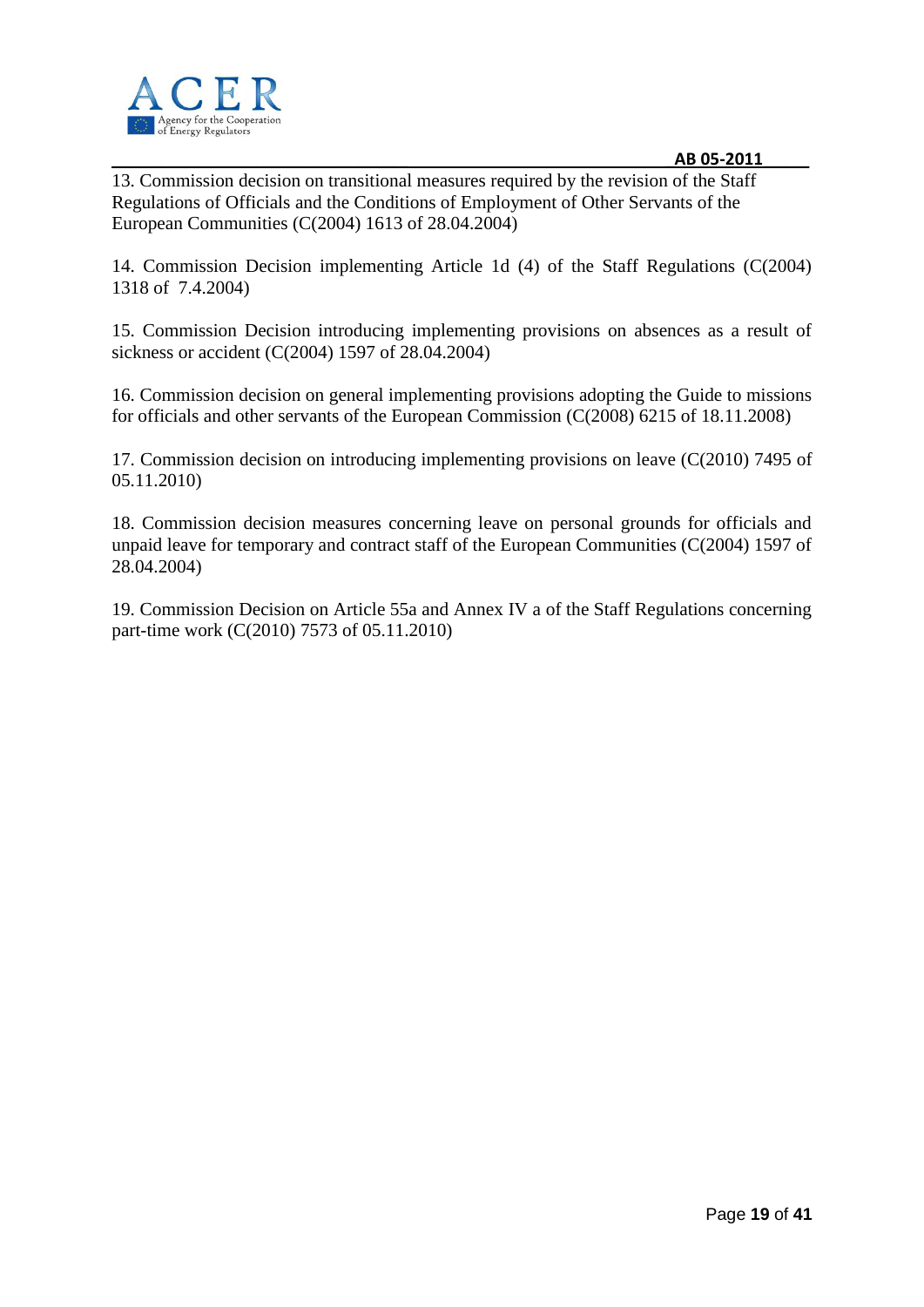13. Commission decision on transitional measures required by the revision of the Staff Regulations of Officials and the Conditions of Employment of Other Servants of the European Communities (C(2004) 1613 of 28.04.2004)

14. Commission Decision implementing Article 1d (4) of the Staff Regulations (C(2004) 1318 of 7.4.2004)

15. Commission Decision introducing implementing provisions on absences as a result of sickness or accident (C(2004) 1597 of 28.04.2004)

16. Commission decision on general implementing provisions adopting the Guide to missions for officials and other servants of the European Commission (C(2008) 6215 of 18.11.2008)

17. Commission decision on introducing implementing provisions on leave (C(2010) 7495 of 05.11.2010)

18. Commission decision measures concerning leave on personal grounds for officials and unpaid leave for temporary and contract staff of the European Communities (C(2004) 1597 of 28.04.2004)

19. Commission Decision on Article 55a and Annex IV a of the Staff Regulations concerning part-time work (C(2010) 7573 of 05.11.2010)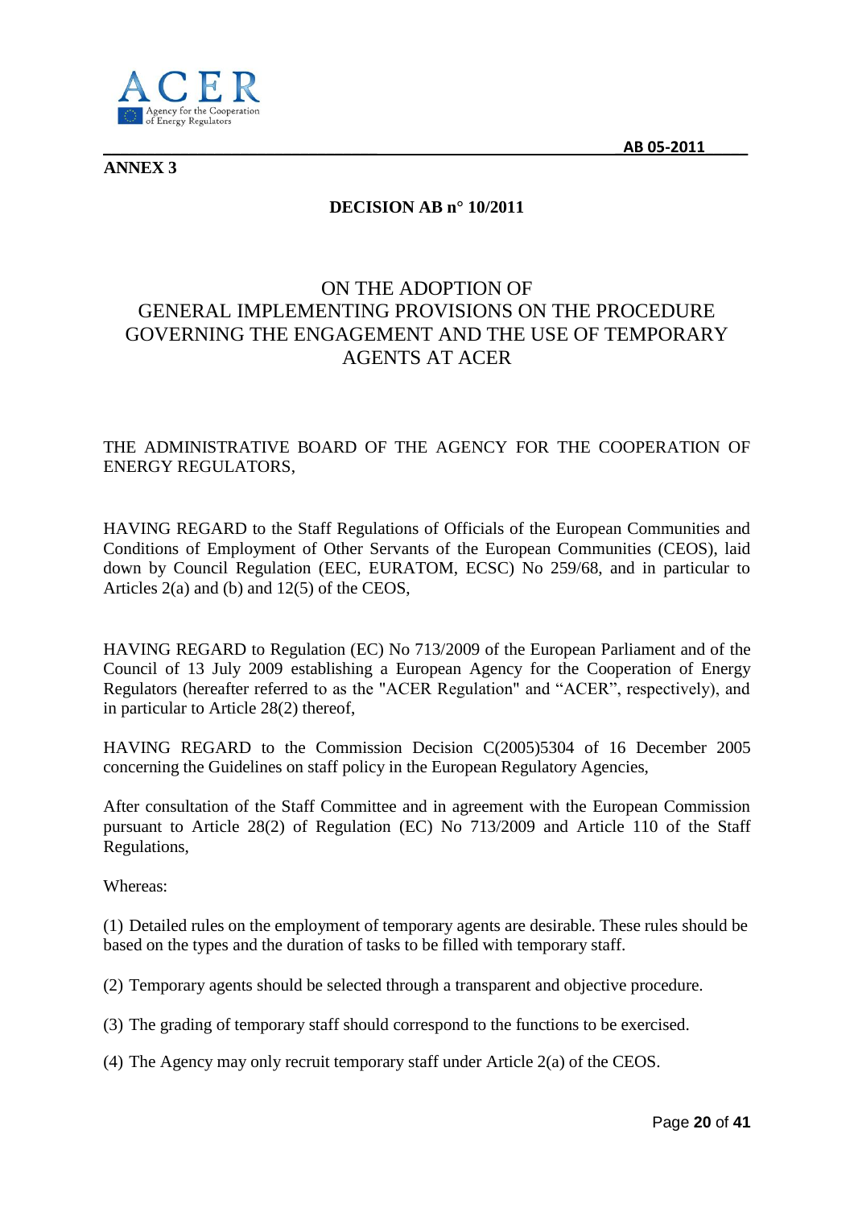**ANNEX 3**

# DECISION AB n° 10/2011

## ON THE ADOPTION OF GENERAL IMPLEMENTING PROVISIONS ON THE PROCEDURE GOVERNING THE ENGAGEMENT AND THE USE OF TEMPORARY AGENTS AT ACER

THE ADMINISTRATIVE BOARD OF THE AGENCY FOR THE COOPERATION OF ENERGY REGULATORS,

HAVING REGARD to the Staff Regulations of Officials of the European Communities and Conditions of Employment of Other Servants of the European Communities (CEOS), laid down by Council Regulation (EEC, EURATOM, ECSC) No 259/68, and in particular to Articles 2(a) and (b) and 12(5) of the CEOS,

HAVING REGARD to Regulation (EC) No 713/2009 of the European Parliament and of the Council of 13 July 2009 establishing a European Agency for the Cooperation of Energy Regulators (hereafter referred to as the "ACER Regulation" and "ACER", respectively), and in particular to Article 28(2) thereof,

HAVING REGARD to the Commission Decision C(2005)5304 of 16 December 2005 concerning the Guidelines on staff policy in the European Regulatory Agencies,

After consultation of the Staff Committee and in agreement with the European Commission pursuant to Article 28(2) of Regulation (EC) No 713/2009 and Article 110 of the Staff Regulations,

Whereas:

(1) Detailed rules on the employment of temporary agents are desirable. These rules should be based on the types and the duration of tasks to be filled with temporary staff.

(2) Temporary agents should be selected through a transparent and objective procedure.

(3) The grading of temporary staff should correspond to the functions to be exercised.

(4) The Agency may only recruit temporary staff under Article 2(a) of the CEOS.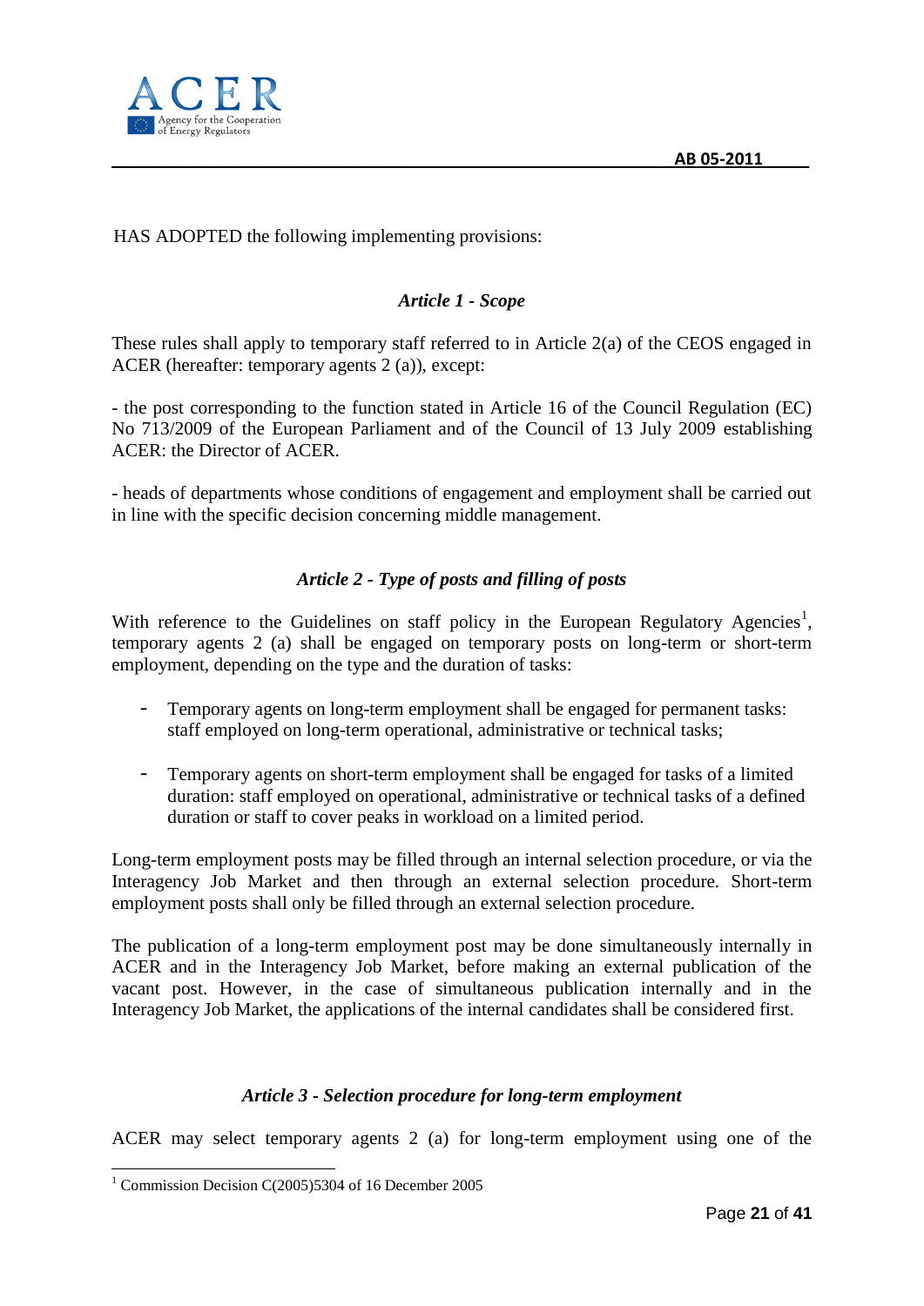HAS ADOPTED the following implementing provisions:

### *Article 1 - Scope*

These rules shall apply to temporary staff referred to in Article 2(a) of the CEOS engaged in ACER (hereafter: temporary agents 2 (a)), except:

- the post corresponding to the function stated in Article 16 of the Council Regulation (EC) No 713/2009 of the European Parliament and of the Council of 13 July 2009 establishing ACER: the Director of ACER.

- heads of departments whose conditions of engagement and employment shall be carried out in line with the specific decision concerning middle management.

### *Article 2 - Type of posts and filling of posts*

With reference to the Guidelines on staff policy in the European Regulatory Agencies[1], temporary agents 2 (a) shall be engaged on temporary posts on long-term or short-term employment, depending on the type and the duration of tasks:

- Temporary agents on long-term employment shall be engaged for permanent tasks: staff employed on long-term operational, administrative or technical tasks;

- Temporary agents on short-term employment shall be engaged for tasks of a limited duration: staff employed on operational, administrative or technical tasks of a defined duration or staff to cover peaks in workload on a limited period.

Long-term employment posts may be filled through an internal selection procedure, or via the Interagency Job Market and then through an external selection procedure. Short-term employment posts shall only be filled through an external selection procedure.

The publication of a long-term employment post may be done simultaneously internally in ACER and in the Interagency Job Market, before making an external publication of the vacant post. However, in the case of simultaneous publication internally and in the Interagency Job Market, the applications of the internal candidates shall be considered first.

### *Article 3 - Selection procedure for long-term employment*

ACER may select temporary agents 2 (a) for long-term employment using one of the

---

[1] Commission Decision C(2005)5304 of 16 December 2005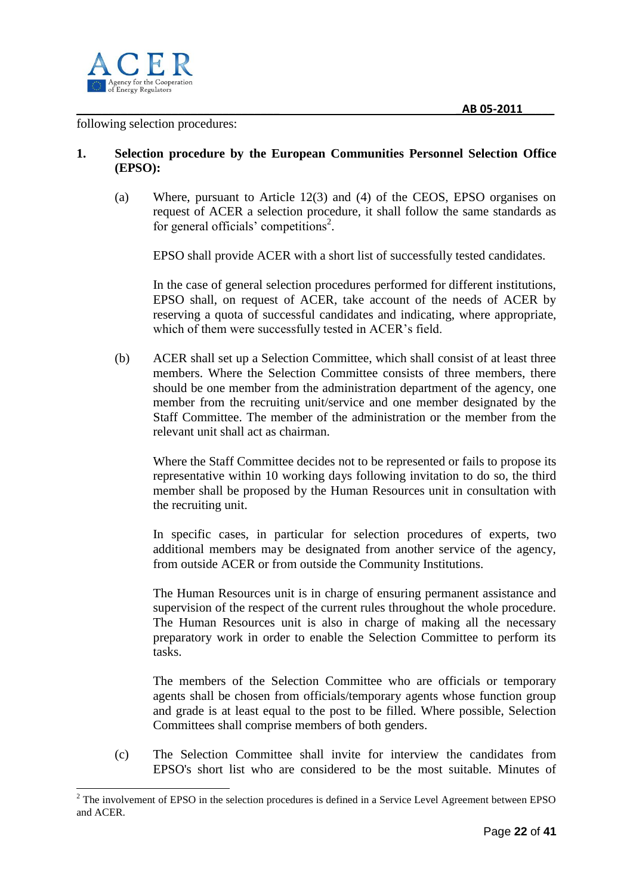following selection procedures:

**1. Selection procedure by the European Communities Personnel Selection Office (EPSO):**

(a) Where, pursuant to Article 12(3) and (4) of the CEOS, EPSO organises on request of ACER a selection procedure, it shall follow the same standards as for general officials' competitions[2].

EPSO shall provide ACER with a short list of successfully tested candidates.

In the case of general selection procedures performed for different institutions, EPSO shall, on request of ACER, take account of the needs of ACER by reserving a quota of successful candidates and indicating, where appropriate, which of them were successfully tested in ACER's field.

(b) ACER shall set up a Selection Committee, which shall consist of at least three members. Where the Selection Committee consists of three members, there should be one member from the administration department of the agency, one member from the recruiting unit/service and one member designated by the Staff Committee. The member of the administration or the member from the relevant unit shall act as chairman.

Where the Staff Committee decides not to be represented or fails to propose its representative within 10 working days following invitation to do so, the third member shall be proposed by the Human Resources unit in consultation with the recruiting unit.

In specific cases, in particular for selection procedures of experts, two additional members may be designated from another service of the agency, from outside ACER or from outside the Community Institutions.

The Human Resources unit is in charge of ensuring permanent assistance and supervision of the respect of the current rules throughout the whole procedure. The Human Resources unit is also in charge of making all the necessary preparatory work in order to enable the Selection Committee to perform its tasks.

The members of the Selection Committee who are officials or temporary agents shall be chosen from officials/temporary agents whose function group and grade is at least equal to the post to be filled. Where possible, Selection Committees shall comprise members of both genders.

(c) The Selection Committee shall invite for interview the candidates from EPSO's short list who are considered to be the most suitable. Minutes of

---

[2] The involvement of EPSO in the selection procedures is defined in a Service Level Agreement between EPSO and ACER.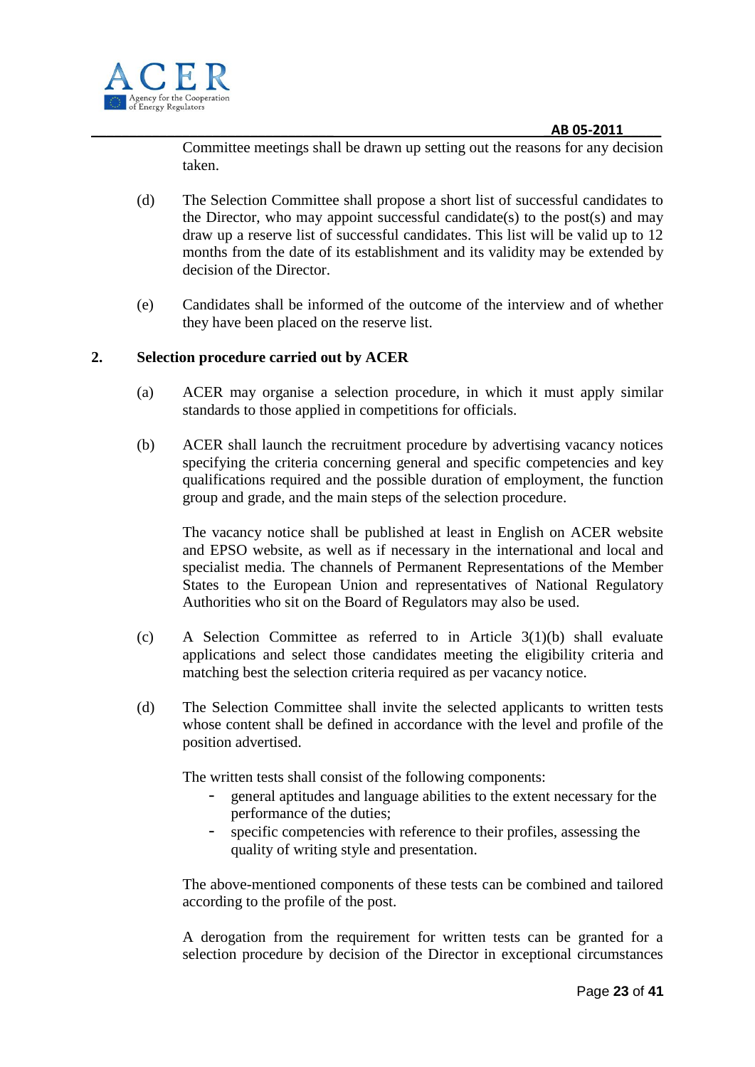Committee meetings shall be drawn up setting out the reasons for any decision taken.

(d) The Selection Committee shall propose a short list of successful candidates to the Director, who may appoint successful candidate(s) to the post(s) and may draw up a reserve list of successful candidates. This list will be valid up to 12 months from the date of its establishment and its validity may be extended by decision of the Director.

(e) Candidates shall be informed of the outcome of the interview and of whether they have been placed on the reserve list.

**2. Selection procedure carried out by ACER**

(a) ACER may organise a selection procedure, in which it must apply similar standards to those applied in competitions for officials.

(b) ACER shall launch the recruitment procedure by advertising vacancy notices specifying the criteria concerning general and specific competencies and key qualifications required and the possible duration of employment, the function group and grade, and the main steps of the selection procedure.

The vacancy notice shall be published at least in English on ACER website and EPSO website, as well as if necessary in the international and local and specialist media. The channels of Permanent Representations of the Member States to the European Union and representatives of National Regulatory Authorities who sit on the Board of Regulators may also be used.

(c) A Selection Committee as referred to in Article 3(1)(b) shall evaluate applications and select those candidates meeting the eligibility criteria and matching best the selection criteria required as per vacancy notice.

(d) The Selection Committee shall invite the selected applicants to written tests whose content shall be defined in accordance with the level and profile of the position advertised.

The written tests shall consist of the following components:

- general aptitudes and language abilities to the extent necessary for the performance of the duties;
- specific competencies with reference to their profiles, assessing the quality of writing style and presentation.

The above-mentioned components of these tests can be combined and tailored according to the profile of the post.

A derogation from the requirement for written tests can be granted for a selection procedure by decision of the Director in exceptional circumstances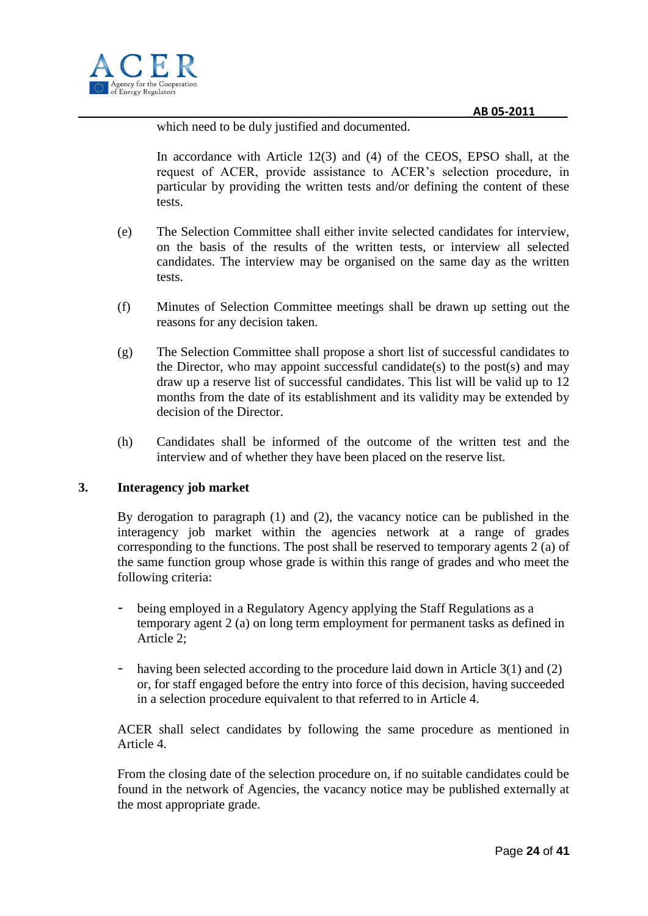which need to be duly justified and documented.

In accordance with Article 12(3) and (4) of the CEOS, EPSO shall, at the request of ACER, provide assistance to ACER's selection procedure, in particular by providing the written tests and/or defining the content of these tests.

(e) The Selection Committee shall either invite selected candidates for interview, on the basis of the results of the written tests, or interview all selected candidates. The interview may be organised on the same day as the written tests.

(f) Minutes of Selection Committee meetings shall be drawn up setting out the reasons for any decision taken.

(g) The Selection Committee shall propose a short list of successful candidates to the Director, who may appoint successful candidate(s) to the post(s) and may draw up a reserve list of successful candidates. This list will be valid up to 12 months from the date of its establishment and its validity may be extended by decision of the Director.

(h) Candidates shall be informed of the outcome of the written test and the interview and of whether they have been placed on the reserve list.

## 3. Interagency job market

By derogation to paragraph (1) and (2), the vacancy notice can be published in the interagency job market within the agencies network at a range of grades corresponding to the functions. The post shall be reserved to temporary agents 2 (a) of the same function group whose grade is within this range of grades and who meet the following criteria:

- being employed in a Regulatory Agency applying the Staff Regulations as a temporary agent 2 (a) on long term employment for permanent tasks as defined in Article 2;
- having been selected according to the procedure laid down in Article 3(1) and (2) or, for staff engaged before the entry into force of this decision, having succeeded in a selection procedure equivalent to that referred to in Article 4.

ACER shall select candidates by following the same procedure as mentioned in Article 4.

From the closing date of the selection procedure on, if no suitable candidates could be found in the network of Agencies, the vacancy notice may be published externally at the most appropriate grade.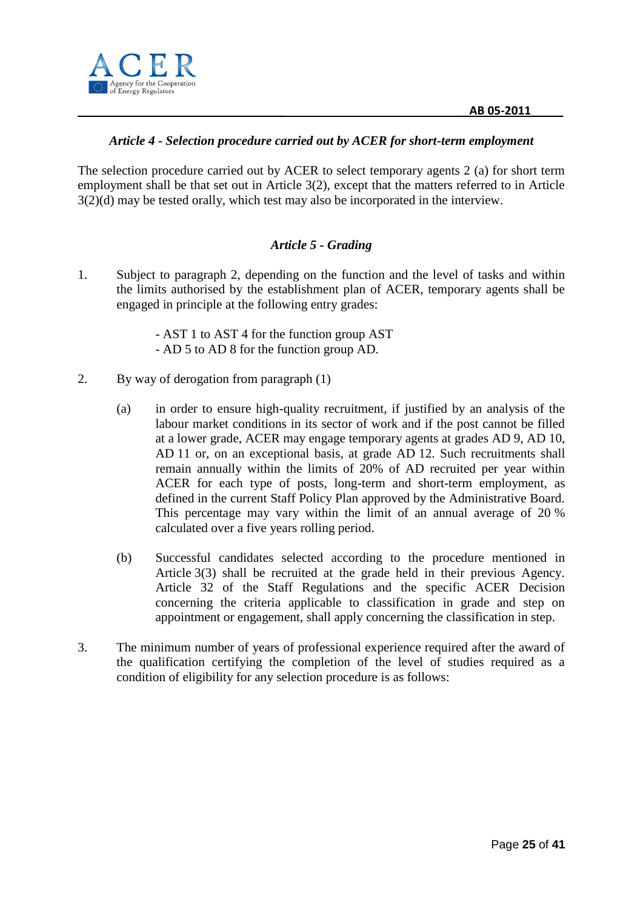### *Article 4 - Selection procedure carried out by ACER for short-term employment*

The selection procedure carried out by ACER to select temporary agents 2 (a) for short term employment shall be that set out in Article 3(2), except that the matters referred to in Article 3(2)(d) may be tested orally, which test may also be incorporated in the interview.

### *Article 5 - Grading*

1. Subject to paragraph 2, depending on the function and the level of tasks and within the limits authorised by the establishment plan of ACER, temporary agents shall be engaged in principle at the following entry grades:

   - AST 1 to AST 4 for the function group AST
   - AD 5 to AD 8 for the function group AD.

2. By way of derogation from paragraph (1)

   (a) in order to ensure high-quality recruitment, if justified by an analysis of the labour market conditions in its sector of work and if the post cannot be filled at a lower grade, ACER may engage temporary agents at grades AD 9, AD 10, AD 11 or, on an exceptional basis, at grade AD 12. Such recruitments shall remain annually within the limits of 20% of AD recruited per year within ACER for each type of posts, long-term and short-term employment, as defined in the current Staff Policy Plan approved by the Administrative Board. This percentage may vary within the limit of an annual average of 20 % calculated over a five years rolling period.

   (b) Successful candidates selected according to the procedure mentioned in Article 3(3) shall be recruited at the grade held in their previous Agency. Article 32 of the Staff Regulations and the specific ACER Decision concerning the criteria applicable to classification in grade and step on appointment or engagement, shall apply concerning the classification in step.

3. The minimum number of years of professional experience required after the award of the qualification certifying the completion of the level of studies required as a condition of eligibility for any selection procedure is as follows: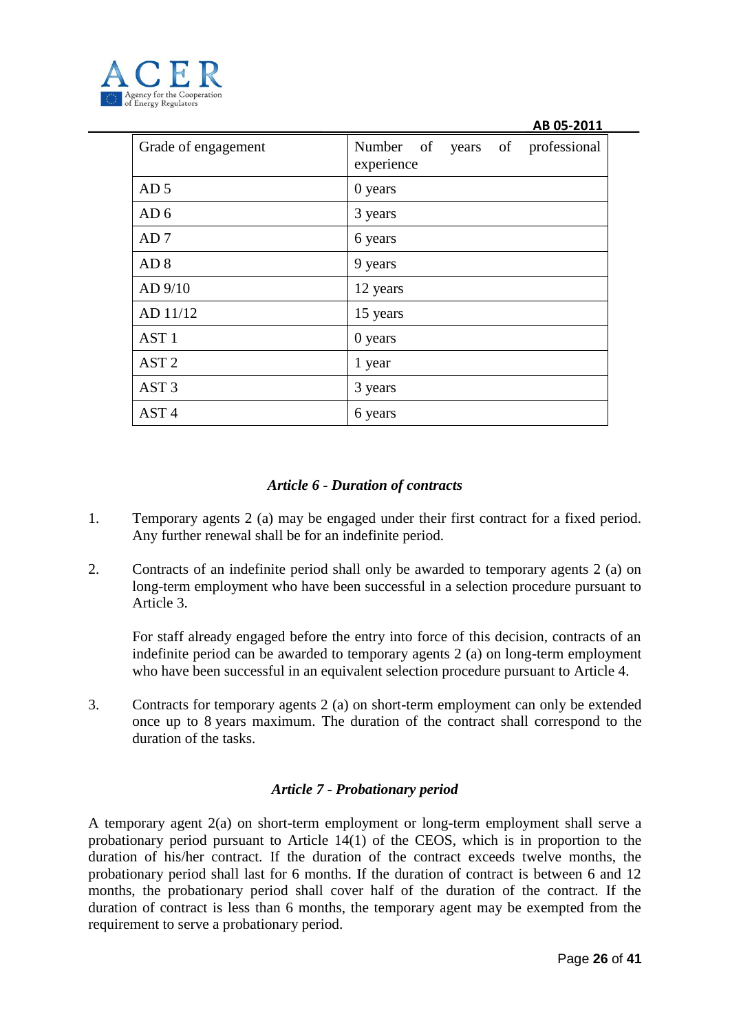| Grade of engagement | Number of years of professional experience |
| --- | --- |
| AD 5 | 0 years |
| AD 6 | 3 years |
| AD 7 | 6 years |
| AD 8 | 9 years |
| AD 9/10 | 12 years |
| AD 11/12 | 15 years |
| AST 1 | 0 years |
| AST 2 | 1 year |
| AST 3 | 3 years |
| AST 4 | 6 years |

### *Article 6 - Duration of contracts*

1. Temporary agents 2 (a) may be engaged under their first contract for a fixed period. Any further renewal shall be for an indefinite period.

2. Contracts of an indefinite period shall only be awarded to temporary agents 2 (a) on long-term employment who have been successful in a selection procedure pursuant to Article 3.

   For staff already engaged before the entry into force of this decision, contracts of an indefinite period can be awarded to temporary agents 2 (a) on long-term employment who have been successful in an equivalent selection procedure pursuant to Article 4.

3. Contracts for temporary agents 2 (a) on short-term employment can only be extended once up to 8 years maximum. The duration of the contract shall correspond to the duration of the tasks.

### *Article 7 - Probationary period*

A temporary agent 2(a) on short-term employment or long-term employment shall serve a probationary period pursuant to Article 14(1) of the CEOS, which is in proportion to the duration of his/her contract. If the duration of the contract exceeds twelve months, the probationary period shall last for 6 months. If the duration of contract is between 6 and 12 months, the probationary period shall cover half of the duration of the contract. If the duration of contract is less than 6 months, the temporary agent may be exempted from the requirement to serve a probationary period.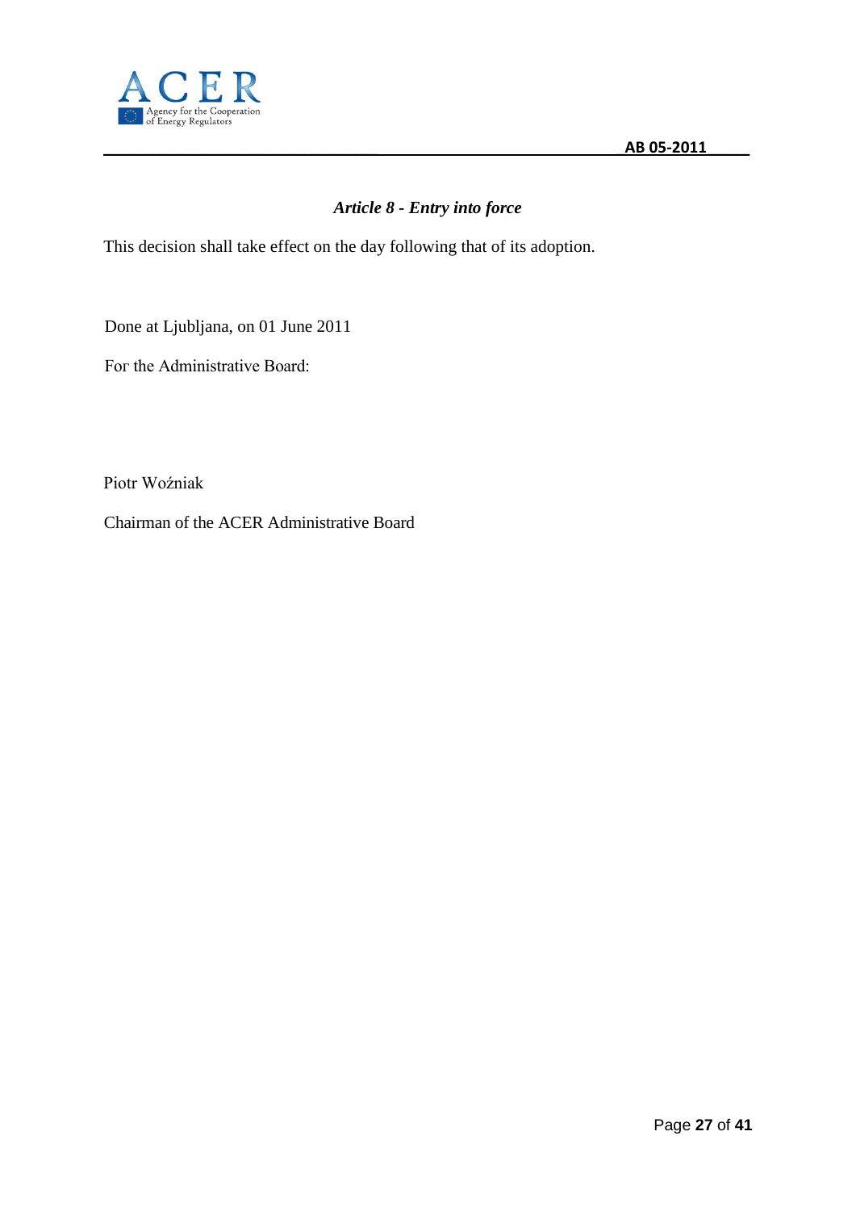*Article 8 - Entry into force*

This decision shall take effect on the day following that of its adoption.

Done at Ljubljana, on 01 June 2011

For the Administrative Board:

Piotr Woźniak

Chairman of the ACER Administrative Board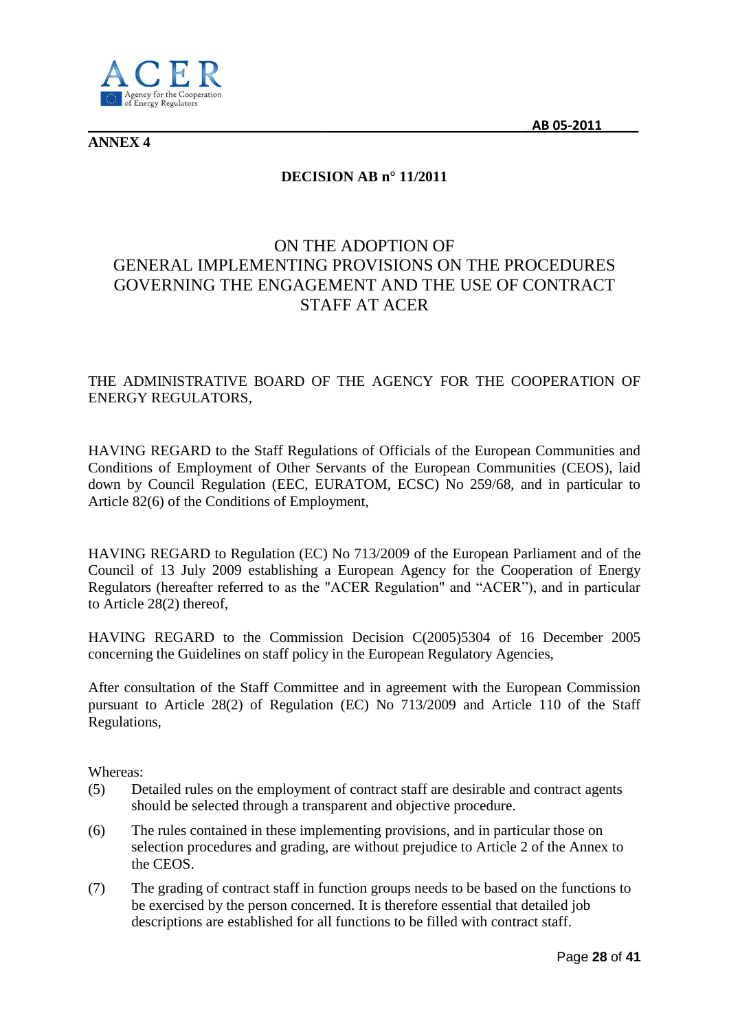**ANNEX 4**

**DECISION AB n° 11/2011**

# ON THE ADOPTION OF GENERAL IMPLEMENTING PROVISIONS ON THE PROCEDURES GOVERNING THE ENGAGEMENT AND THE USE OF CONTRACT STAFF AT ACER

THE ADMINISTRATIVE BOARD OF THE AGENCY FOR THE COOPERATION OF ENERGY REGULATORS,

HAVING REGARD to the Staff Regulations of Officials of the European Communities and Conditions of Employment of Other Servants of the European Communities (CEOS), laid down by Council Regulation (EEC, EURATOM, ECSC) No 259/68, and in particular to Article 82(6) of the Conditions of Employment,

HAVING REGARD to Regulation (EC) No 713/2009 of the European Parliament and of the Council of 13 July 2009 establishing a European Agency for the Cooperation of Energy Regulators (hereafter referred to as the "ACER Regulation" and "ACER"), and in particular to Article 28(2) thereof,

HAVING REGARD to the Commission Decision C(2005)5304 of 16 December 2005 concerning the Guidelines on staff policy in the European Regulatory Agencies,

After consultation of the Staff Committee and in agreement with the European Commission pursuant to Article 28(2) of Regulation (EC) No 713/2009 and Article 110 of the Staff Regulations,

Whereas:

(5) Detailed rules on the employment of contract staff are desirable and contract agents should be selected through a transparent and objective procedure.

(6) The rules contained in these implementing provisions, and in particular those on selection procedures and grading, are without prejudice to Article 2 of the Annex to the CEOS.

(7) The grading of contract staff in function groups needs to be based on the functions to be exercised by the person concerned. It is therefore essential that detailed job descriptions are established for all functions to be filled with contract staff.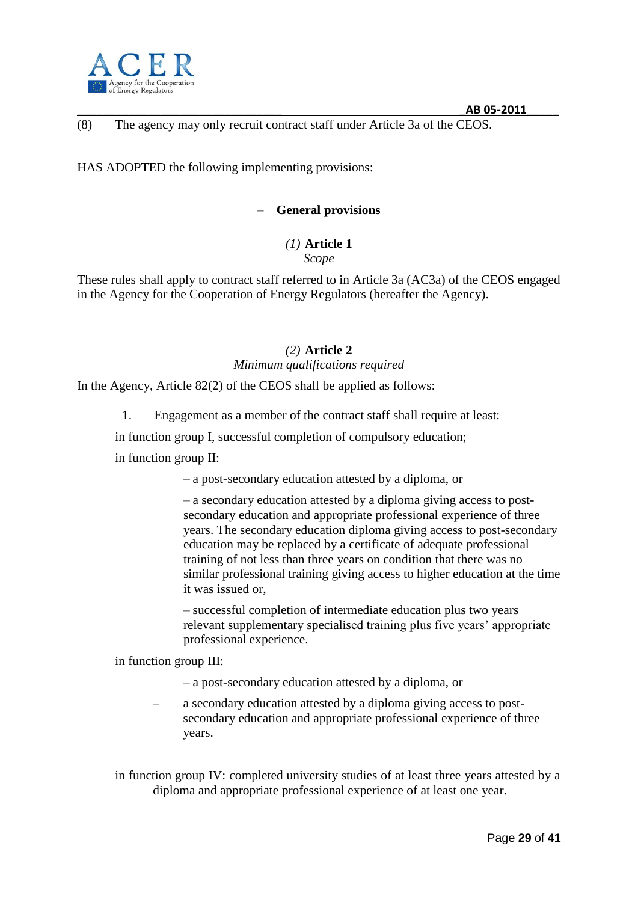(8) The agency may only recruit contract staff under Article 3a of the CEOS.

HAS ADOPTED the following implementing provisions:

## – General provisions

### *(1)* Article 1
*Scope*

These rules shall apply to contract staff referred to in Article 3a (AC3a) of the CEOS engaged in the Agency for the Cooperation of Energy Regulators (hereafter the Agency).

### *(2)* Article 2
*Minimum qualifications required*

In the Agency, Article 82(2) of the CEOS shall be applied as follows:

1. Engagement as a member of the contract staff shall require at least:

in function group I, successful completion of compulsory education;

in function group II:

– a post-secondary education attested by a diploma, or

– a secondary education attested by a diploma giving access to post-secondary education and appropriate professional experience of three years. The secondary education diploma giving access to post-secondary education may be replaced by a certificate of adequate professional training of not less than three years on condition that there was no similar professional training giving access to higher education at the time it was issued or,

– successful completion of intermediate education plus two years relevant supplementary specialised training plus five years' appropriate professional experience.

in function group III:

– a post-secondary education attested by a diploma, or

– a secondary education attested by a diploma giving access to post-secondary education and appropriate professional experience of three years.

in function group IV: completed university studies of at least three years attested by a diploma and appropriate professional experience of at least one year.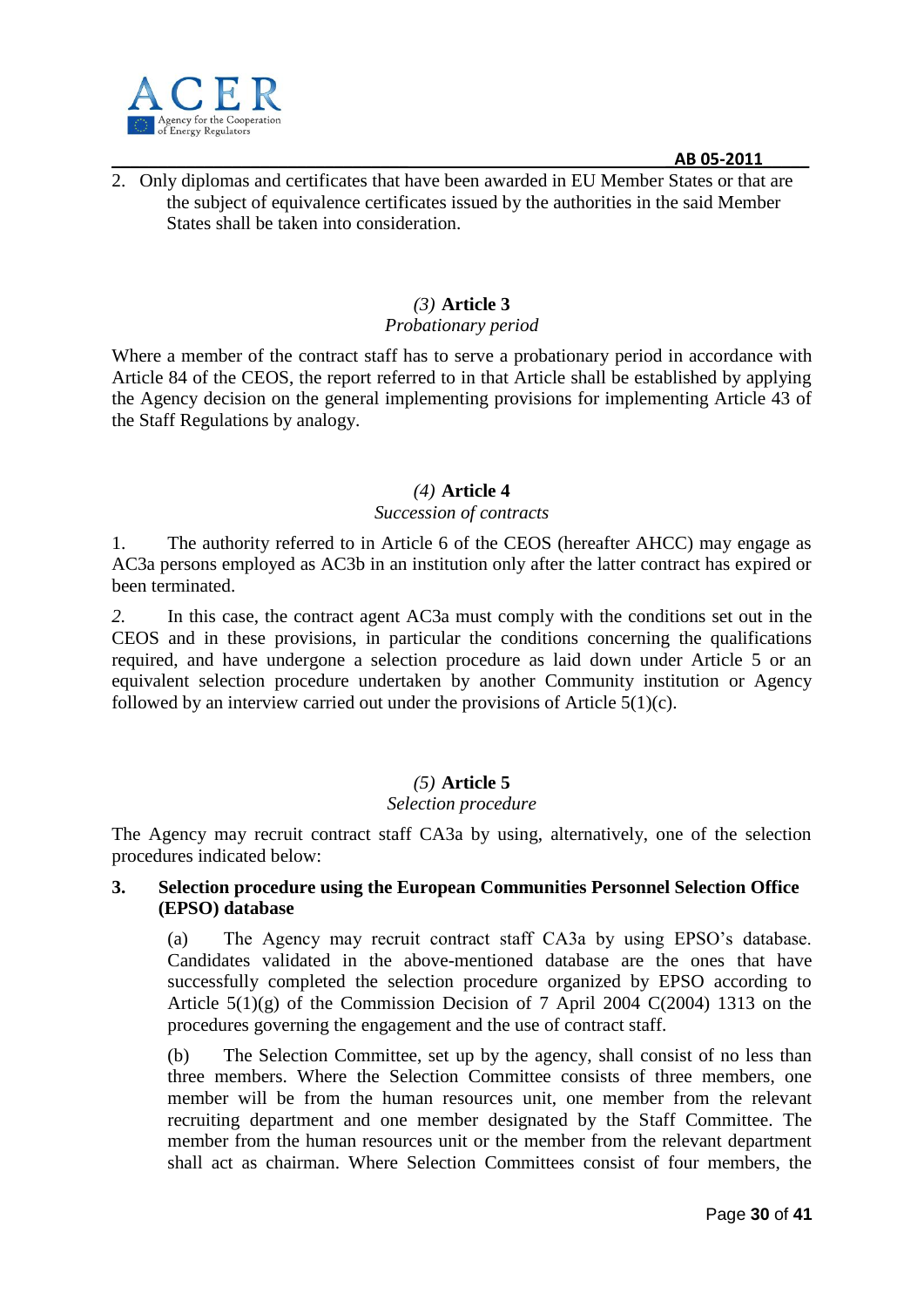2. Only diplomas and certificates that have been awarded in EU Member States or that are the subject of equivalence certificates issued by the authorities in the said Member States shall be taken into consideration.

### *(3)* Article 3

*Probationary period*

Where a member of the contract staff has to serve a probationary period in accordance with Article 84 of the CEOS, the report referred to in that Article shall be established by applying the Agency decision on the general implementing provisions for implementing Article 43 of the Staff Regulations by analogy.

### *(4)* Article 4

*Succession of contracts*

1. The authority referred to in Article 6 of the CEOS (hereafter AHCC) may engage as AC3a persons employed as AC3b in an institution only after the latter contract has expired or been terminated.

*2.* In this case, the contract agent AC3a must comply with the conditions set out in the CEOS and in these provisions, in particular the conditions concerning the qualifications required, and have undergone a selection procedure as laid down under Article 5 or an equivalent selection procedure undertaken by another Community institution or Agency followed by an interview carried out under the provisions of Article 5(1)(c).

### *(5)* Article 5

*Selection procedure*

The Agency may recruit contract staff CA3a by using, alternatively, one of the selection procedures indicated below:

**3. Selection procedure using the European Communities Personnel Selection Office (EPSO) database**

(a) The Agency may recruit contract staff CA3a by using EPSO's database. Candidates validated in the above-mentioned database are the ones that have successfully completed the selection procedure organized by EPSO according to Article 5(1)(g) of the Commission Decision of 7 April 2004 C(2004) 1313 on the procedures governing the engagement and the use of contract staff.

(b) The Selection Committee, set up by the agency, shall consist of no less than three members. Where the Selection Committee consists of three members, one member will be from the human resources unit, one member from the relevant recruiting department and one member designated by the Staff Committee. The member from the human resources unit or the member from the relevant department shall act as chairman. Where Selection Committees consist of four members, the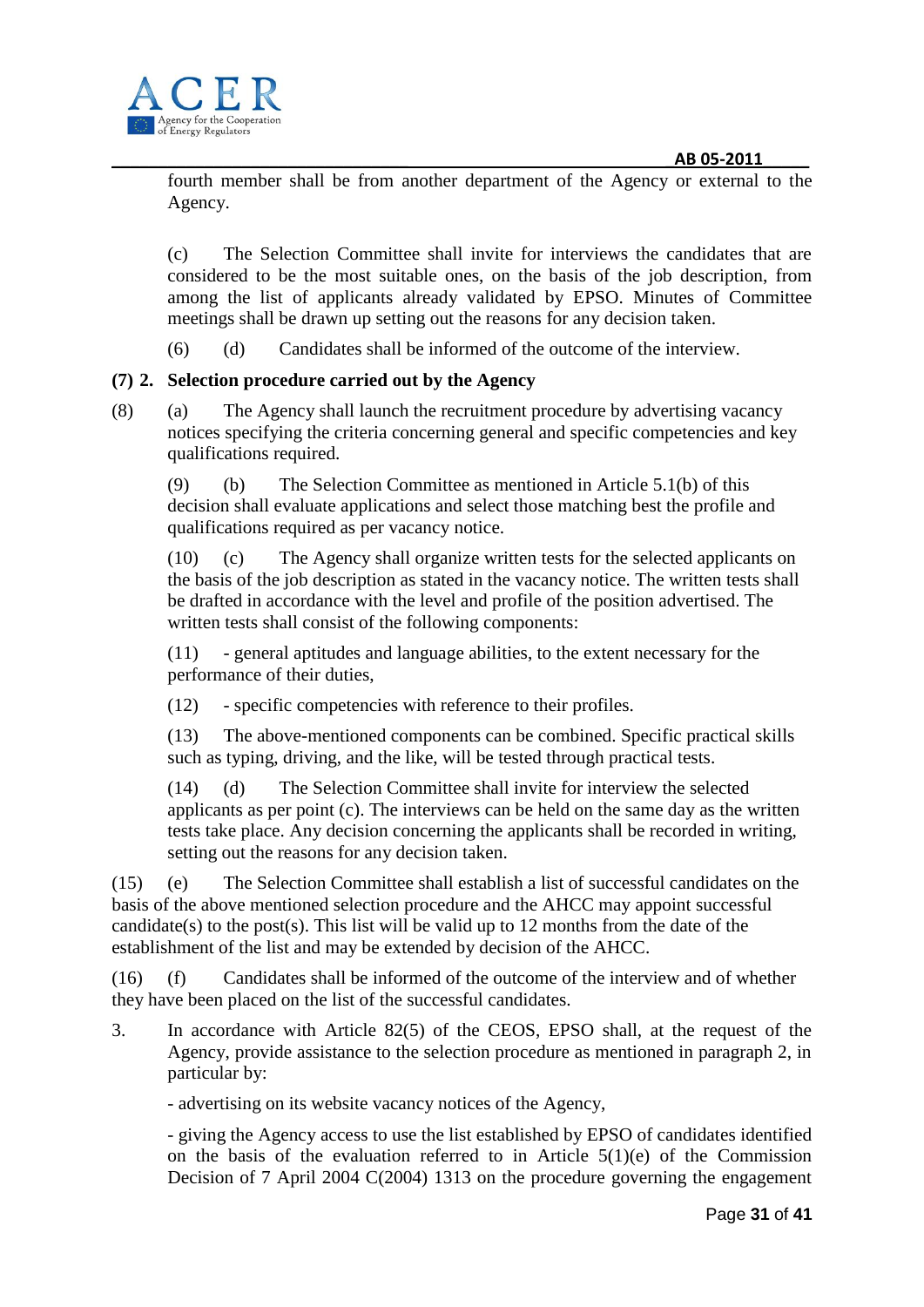fourth member shall be from another department of the Agency or external to the Agency.

(c) The Selection Committee shall invite for interviews the candidates that are considered to be the most suitable ones, on the basis of the job description, from among the list of applicants already validated by EPSO. Minutes of Committee meetings shall be drawn up setting out the reasons for any decision taken.

(6) (d) Candidates shall be informed of the outcome of the interview.

**(7) 2. Selection procedure carried out by the Agency**

(8) (a) The Agency shall launch the recruitment procedure by advertising vacancy notices specifying the criteria concerning general and specific competencies and key qualifications required.

(9) (b) The Selection Committee as mentioned in Article 5.1(b) of this decision shall evaluate applications and select those matching best the profile and qualifications required as per vacancy notice.

(10) (c) The Agency shall organize written tests for the selected applicants on the basis of the job description as stated in the vacancy notice. The written tests shall be drafted in accordance with the level and profile of the position advertised. The written tests shall consist of the following components:

(11) - general aptitudes and language abilities, to the extent necessary for the performance of their duties,

(12) - specific competencies with reference to their profiles.

(13) The above-mentioned components can be combined. Specific practical skills such as typing, driving, and the like, will be tested through practical tests.

(14) (d) The Selection Committee shall invite for interview the selected applicants as per point (c). The interviews can be held on the same day as the written tests take place. Any decision concerning the applicants shall be recorded in writing, setting out the reasons for any decision taken.

(15) (e) The Selection Committee shall establish a list of successful candidates on the basis of the above mentioned selection procedure and the AHCC may appoint successful candidate(s) to the post(s). This list will be valid up to 12 months from the date of the establishment of the list and may be extended by decision of the AHCC.

(16) (f) Candidates shall be informed of the outcome of the interview and of whether they have been placed on the list of the successful candidates.

3. In accordance with Article 82(5) of the CEOS, EPSO shall, at the request of the Agency, provide assistance to the selection procedure as mentioned in paragraph 2, in particular by:

- advertising on its website vacancy notices of the Agency,

- giving the Agency access to use the list established by EPSO of candidates identified on the basis of the evaluation referred to in Article 5(1)(e) of the Commission Decision of 7 April 2004 C(2004) 1313 on the procedure governing the engagement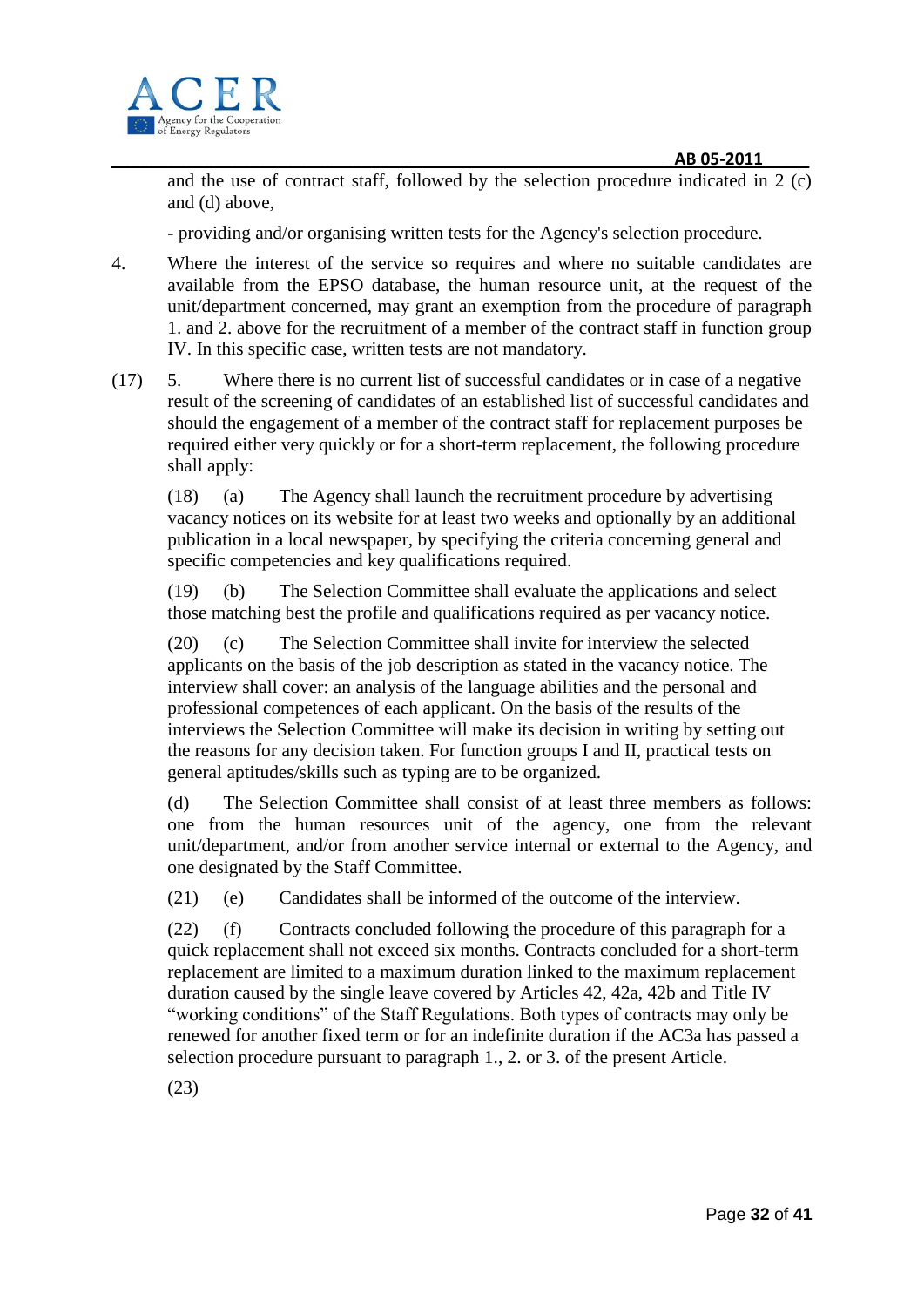and the use of contract staff, followed by the selection procedure indicated in 2 (c) and (d) above,

- providing and/or organising written tests for the Agency's selection procedure.

4. Where the interest of the service so requires and where no suitable candidates are available from the EPSO database, the human resource unit, at the request of the unit/department concerned, may grant an exemption from the procedure of paragraph 1. and 2. above for the recruitment of a member of the contract staff in function group IV. In this specific case, written tests are not mandatory.

(17) 5. Where there is no current list of successful candidates or in case of a negative result of the screening of candidates of an established list of successful candidates and should the engagement of a member of the contract staff for replacement purposes be required either very quickly or for a short-term replacement, the following procedure shall apply:

(18) (a) The Agency shall launch the recruitment procedure by advertising vacancy notices on its website for at least two weeks and optionally by an additional publication in a local newspaper, by specifying the criteria concerning general and specific competencies and key qualifications required.

(19) (b) The Selection Committee shall evaluate the applications and select those matching best the profile and qualifications required as per vacancy notice.

(20) (c) The Selection Committee shall invite for interview the selected applicants on the basis of the job description as stated in the vacancy notice. The interview shall cover: an analysis of the language abilities and the personal and professional competences of each applicant. On the basis of the results of the interviews the Selection Committee will make its decision in writing by setting out the reasons for any decision taken. For function groups I and II, practical tests on general aptitudes/skills such as typing are to be organized.

(d) The Selection Committee shall consist of at least three members as follows: one from the human resources unit of the agency, one from the relevant unit/department, and/or from another service internal or external to the Agency, and one designated by the Staff Committee.

(21) (e) Candidates shall be informed of the outcome of the interview.

(22) (f) Contracts concluded following the procedure of this paragraph for a quick replacement shall not exceed six months. Contracts concluded for a short-term replacement are limited to a maximum duration linked to the maximum replacement duration caused by the single leave covered by Articles 42, 42a, 42b and Title IV “working conditions” of the Staff Regulations. Both types of contracts may only be renewed for another fixed term or for an indefinite duration if the AC3a has passed a selection procedure pursuant to paragraph 1., 2. or 3. of the present Article.

(23)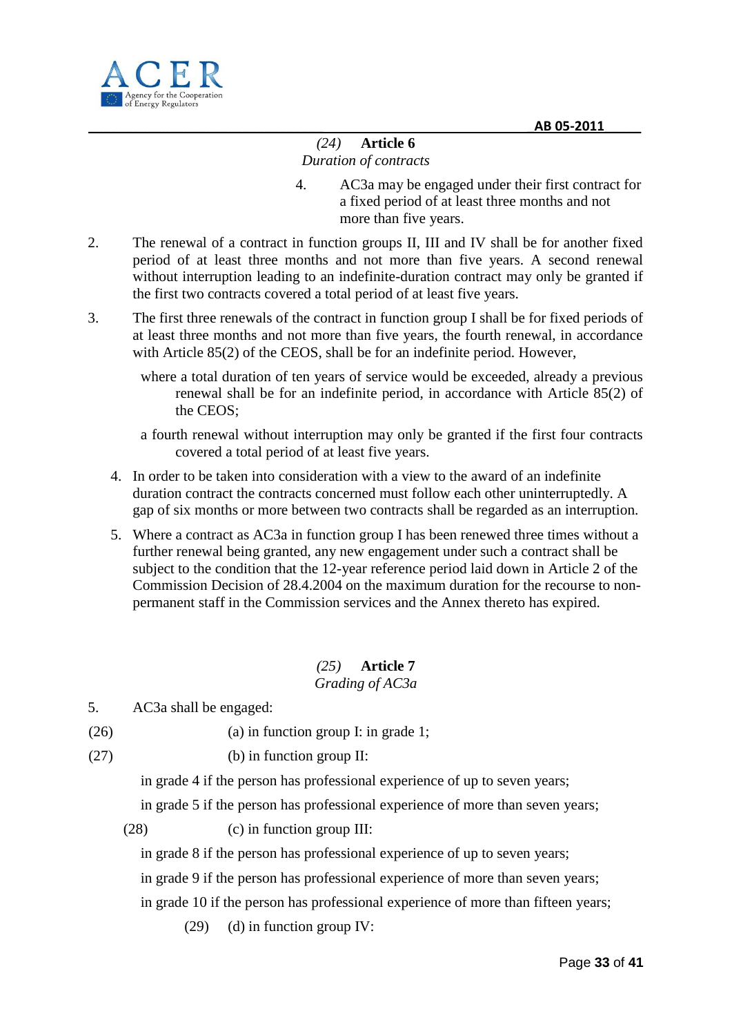*(24)* **Article 6**

*Duration of contracts*

4. AC3a may be engaged under their first contract for a fixed period of at least three months and not more than five years.

2. The renewal of a contract in function groups II, III and IV shall be for another fixed period of at least three months and not more than five years. A second renewal without interruption leading to an indefinite-duration contract may only be granted if the first two contracts covered a total period of at least five years.

3. The first three renewals of the contract in function group I shall be for fixed periods of at least three months and not more than five years, the fourth renewal, in accordance with Article 85(2) of the CEOS, shall be for an indefinite period. However,

   where a total duration of ten years of service would be exceeded, already a previous renewal shall be for an indefinite period, in accordance with Article 85(2) of the CEOS;

   a fourth renewal without interruption may only be granted if the first four contracts covered a total period of at least five years.

4. In order to be taken into consideration with a view to the award of an indefinite duration contract the contracts concerned must follow each other uninterruptedly. A gap of six months or more between two contracts shall be regarded as an interruption.

5. Where a contract as AC3a in function group I has been renewed three times without a further renewal being granted, any new engagement under such a contract shall be subject to the condition that the 12-year reference period laid down in Article 2 of the Commission Decision of 28.4.2004 on the maximum duration for the recourse to non-permanent staff in the Commission services and the Annex thereto has expired.

*(25)* **Article 7**

*Grading of AC3a*

5. AC3a shall be engaged:

(26) (a) in function group I: in grade 1;

(27) (b) in function group II:

   in grade 4 if the person has professional experience of up to seven years;

   in grade 5 if the person has professional experience of more than seven years;

(28) (c) in function group III:

   in grade 8 if the person has professional experience of up to seven years;

   in grade 9 if the person has professional experience of more than seven years;

   in grade 10 if the person has professional experience of more than fifteen years;

(29) (d) in function group IV: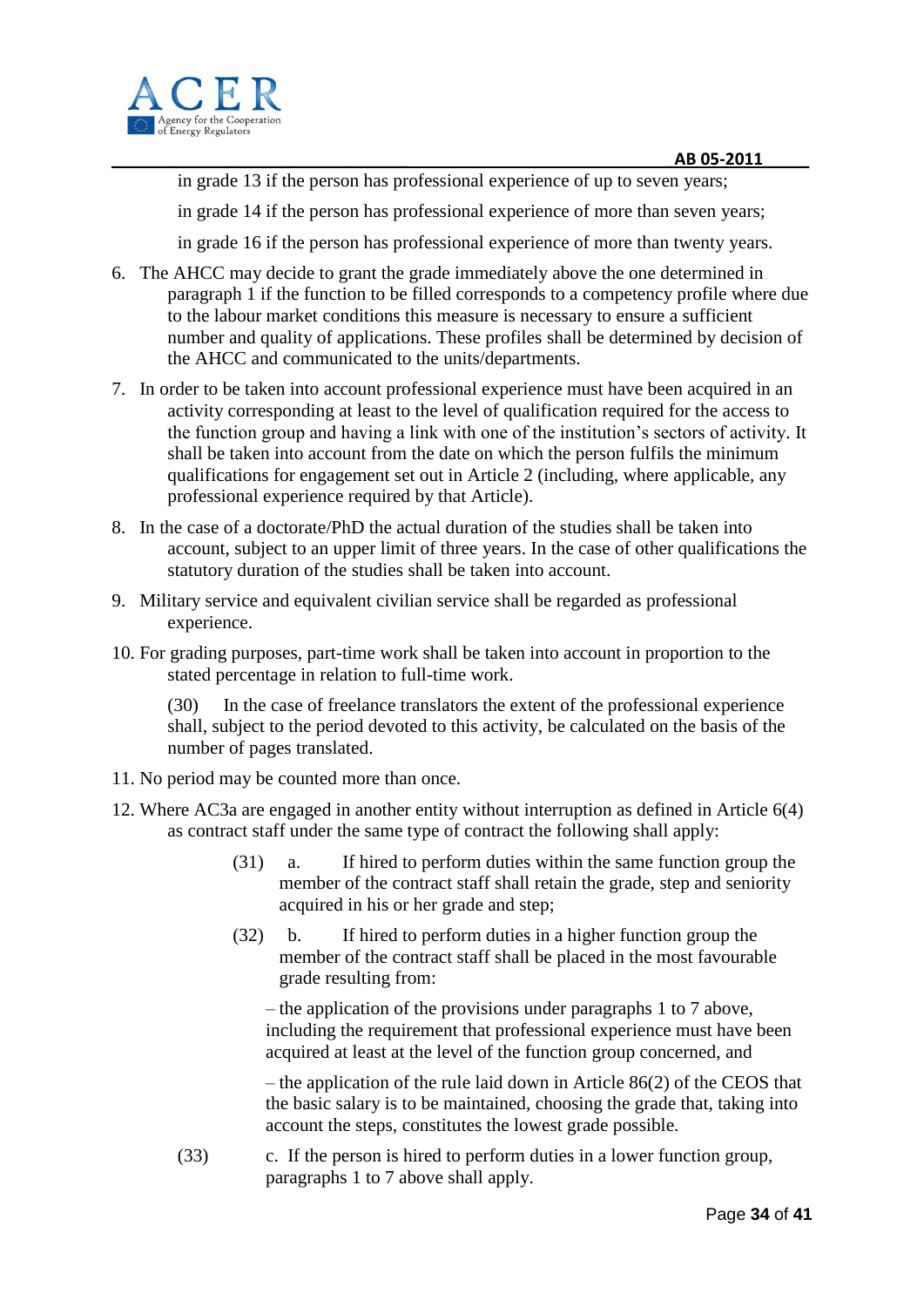in grade 13 if the person has professional experience of up to seven years;

in grade 14 if the person has professional experience of more than seven years;

in grade 16 if the person has professional experience of more than twenty years.

6. The AHCC may decide to grant the grade immediately above the one determined in paragraph 1 if the function to be filled corresponds to a competency profile where due to the labour market conditions this measure is necessary to ensure a sufficient number and quality of applications. These profiles shall be determined by decision of the AHCC and communicated to the units/departments.

7. In order to be taken into account professional experience must have been acquired in an activity corresponding at least to the level of qualification required for the access to the function group and having a link with one of the institution's sectors of activity. It shall be taken into account from the date on which the person fulfils the minimum qualifications for engagement set out in Article 2 (including, where applicable, any professional experience required by that Article).

8. In the case of a doctorate/PhD the actual duration of the studies shall be taken into account, subject to an upper limit of three years. In the case of other qualifications the statutory duration of the studies shall be taken into account.

9. Military service and equivalent civilian service shall be regarded as professional experience.

10. For grading purposes, part-time work shall be taken into account in proportion to the stated percentage in relation to full-time work.

    (30) In the case of freelance translators the extent of the professional experience shall, subject to the period devoted to this activity, be calculated on the basis of the number of pages translated.

11. No period may be counted more than once.

12. Where AC3a are engaged in another entity without interruption as defined in Article 6(4) as contract staff under the same type of contract the following shall apply:

    (31) a. If hired to perform duties within the same function group the member of the contract staff shall retain the grade, step and seniority acquired in his or her grade and step;

    (32) b. If hired to perform duties in a higher function group the member of the contract staff shall be placed in the most favourable grade resulting from:

    – the application of the provisions under paragraphs 1 to 7 above, including the requirement that professional experience must have been acquired at least at the level of the function group concerned, and

    – the application of the rule laid down in Article 86(2) of the CEOS that the basic salary is to be maintained, choosing the grade that, taking into account the steps, constitutes the lowest grade possible.

    (33) c. If the person is hired to perform duties in a lower function group, paragraphs 1 to 7 above shall apply.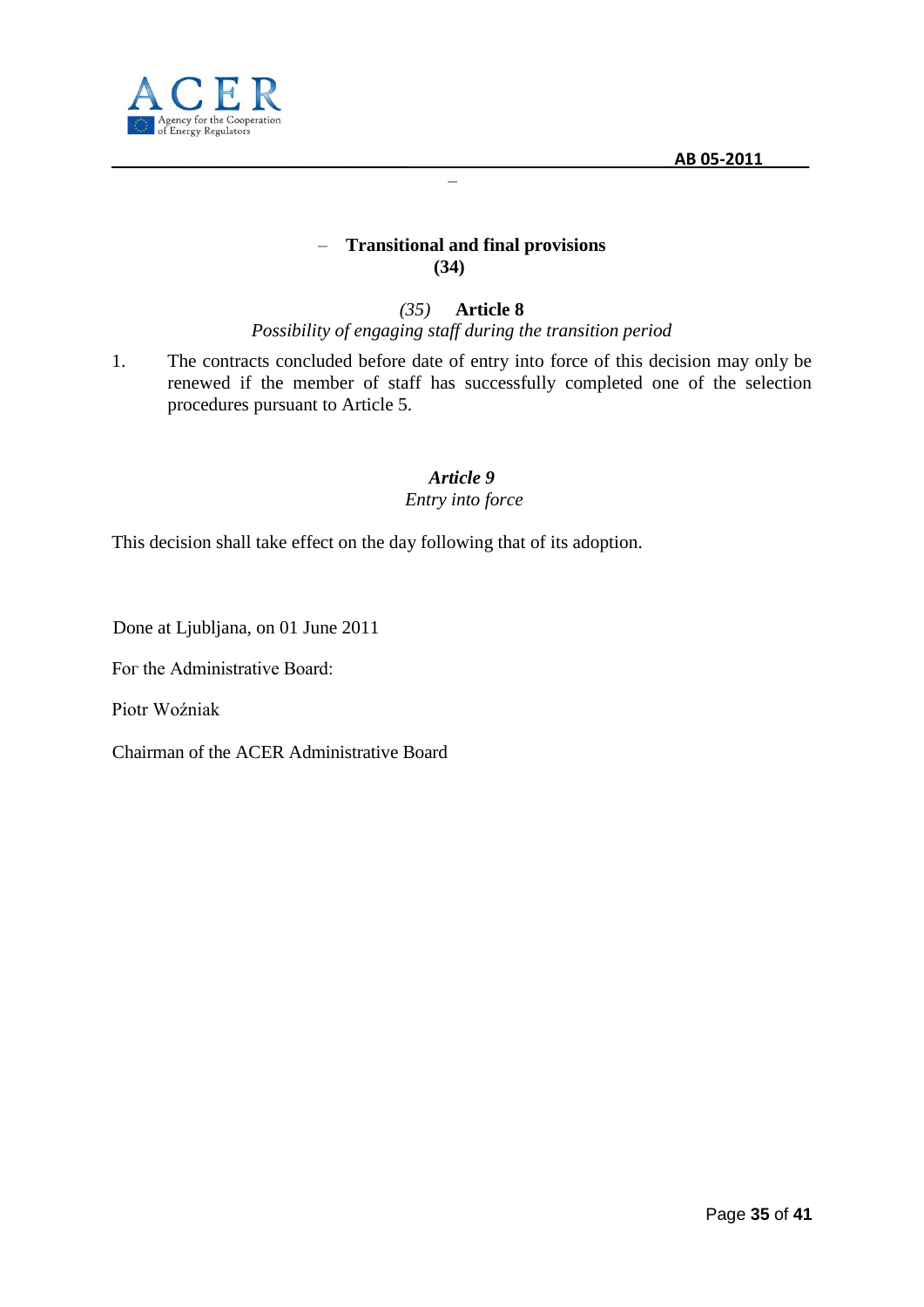– **Transitional and final provisions**
**(34)**

*(35)* **Article 8**
*Possibility of engaging staff during the transition period*

1. The contracts concluded before date of entry into force of this decision may only be renewed if the member of staff has successfully completed one of the selection procedures pursuant to Article 5.

***Article 9***
*Entry into force*

This decision shall take effect on the day following that of its adoption.

Done at Ljubljana, on 01 June 2011

For the Administrative Board:

Piotr Woźniak

Chairman of the ACER Administrative Board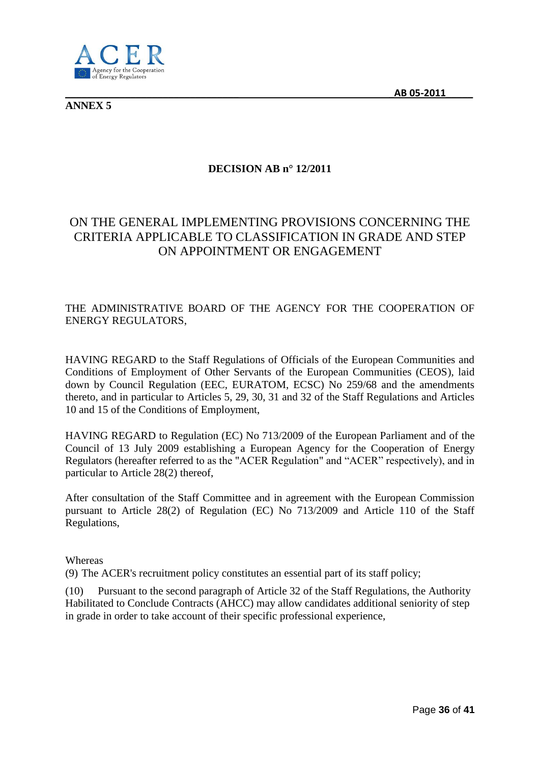**ANNEX 5**

**DECISION AB n° 12/2011**

# ON THE GENERAL IMPLEMENTING PROVISIONS CONCERNING THE CRITERIA APPLICABLE TO CLASSIFICATION IN GRADE AND STEP ON APPOINTMENT OR ENGAGEMENT

THE ADMINISTRATIVE BOARD OF THE AGENCY FOR THE COOPERATION OF ENERGY REGULATORS,

HAVING REGARD to the Staff Regulations of Officials of the European Communities and Conditions of Employment of Other Servants of the European Communities (CEOS), laid down by Council Regulation (EEC, EURATOM, ECSC) No 259/68 and the amendments thereto, and in particular to Articles 5, 29, 30, 31 and 32 of the Staff Regulations and Articles 10 and 15 of the Conditions of Employment,

HAVING REGARD to Regulation (EC) No 713/2009 of the European Parliament and of the Council of 13 July 2009 establishing a European Agency for the Cooperation of Energy Regulators (hereafter referred to as the "ACER Regulation" and "ACER" respectively), and in particular to Article 28(2) thereof,

After consultation of the Staff Committee and in agreement with the European Commission pursuant to Article 28(2) of Regulation (EC) No 713/2009 and Article 110 of the Staff Regulations,

Whereas

(9) The ACER's recruitment policy constitutes an essential part of its staff policy;

(10) Pursuant to the second paragraph of Article 32 of the Staff Regulations, the Authority Habilitated to Conclude Contracts (AHCC) may allow candidates additional seniority of step in grade in order to take account of their specific professional experience,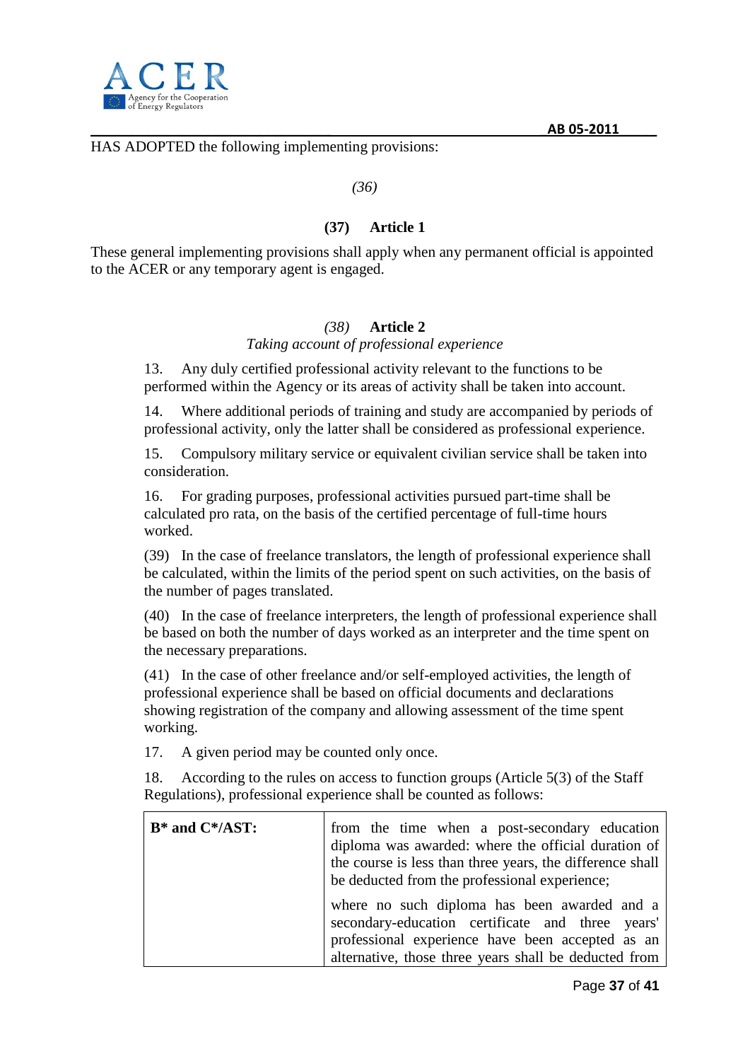HAS ADOPTED the following implementing provisions:

*(36)*

**(37) Article 1**

These general implementing provisions shall apply when any permanent official is appointed to the ACER or any temporary agent is engaged.

*(38)* **Article 2**

*Taking account of professional experience*

13. Any duly certified professional activity relevant to the functions to be performed within the Agency or its areas of activity shall be taken into account.

14. Where additional periods of training and study are accompanied by periods of professional activity, only the latter shall be considered as professional experience.

15. Compulsory military service or equivalent civilian service shall be taken into consideration.

16. For grading purposes, professional activities pursued part-time shall be calculated pro rata, on the basis of the certified percentage of full-time hours worked.

(39) In the case of freelance translators, the length of professional experience shall be calculated, within the limits of the period spent on such activities, on the basis of the number of pages translated.

(40) In the case of freelance interpreters, the length of professional experience shall be based on both the number of days worked as an interpreter and the time spent on the necessary preparations.

(41) In the case of other freelance and/or self-employed activities, the length of professional experience shall be based on official documents and declarations showing registration of the company and allowing assessment of the time spent working.

17. A given period may be counted only once.

18. According to the rules on access to function groups (Article 5(3) of the Staff Regulations), professional experience shall be counted as follows:

| **B* and C*/AST:** | from the time when a post-secondary education diploma was awarded: where the official duration of the course is less than three years, the difference shall be deducted from the professional experience;<br><br>where no such diploma has been awarded and a secondary-education certificate and three years' professional experience have been accepted as an alternative, those three years shall be deducted from |
|---|---|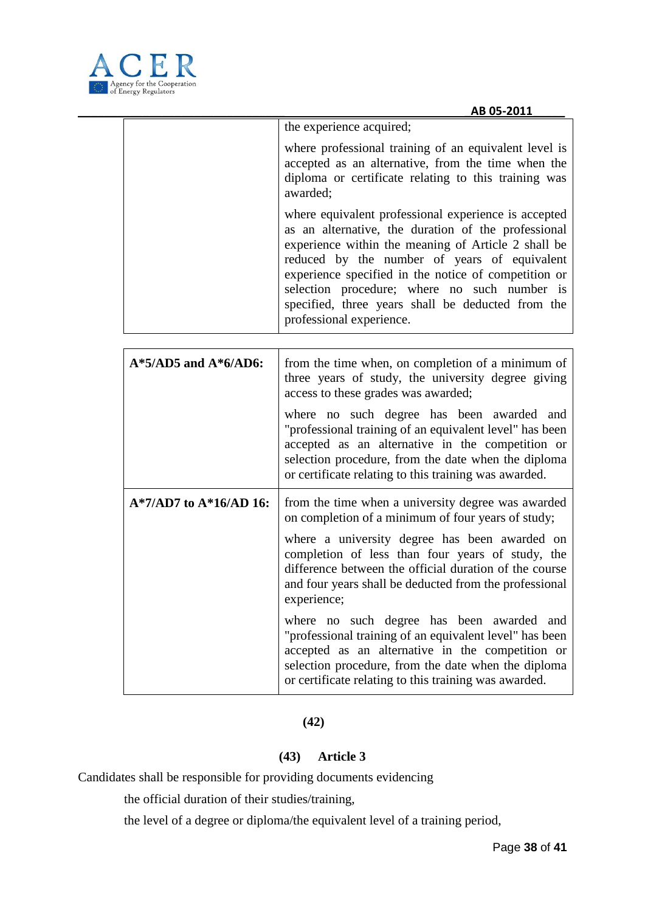| | |
|---|---|
| | the experience acquired;<br><br>where professional training of an equivalent level is accepted as an alternative, from the time when the diploma or certificate relating to this training was awarded;<br><br>where equivalent professional experience is accepted as an alternative, the duration of the professional experience within the meaning of Article 2 shall be reduced by the number of years of equivalent experience specified in the notice of competition or selection procedure; where no such number is specified, three years shall be deducted from the professional experience. |

| | |
|---|---|
| **A*5/AD5 and A*6/AD6:** | from the time when, on completion of a minimum of three years of study, the university degree giving access to these grades was awarded;<br><br>where no such degree has been awarded and "professional training of an equivalent level" has been accepted as an alternative in the competition or selection procedure, from the date when the diploma or certificate relating to this training was awarded. |
| **A*7/AD7 to A*16/AD 16:** | from the time when a university degree was awarded on completion of a minimum of four years of study;<br><br>where a university degree has been awarded on completion of less than four years of study, the difference between the official duration of the course and four years shall be deducted from the professional experience;<br><br>where no such degree has been awarded and "professional training of an equivalent level" has been accepted as an alternative in the competition or selection procedure, from the date when the diploma or certificate relating to this training was awarded. |

**(42)**

### (43) Article 3

Candidates shall be responsible for providing documents evidencing

the official duration of their studies/training,

the level of a degree or diploma/the equivalent level of a training period,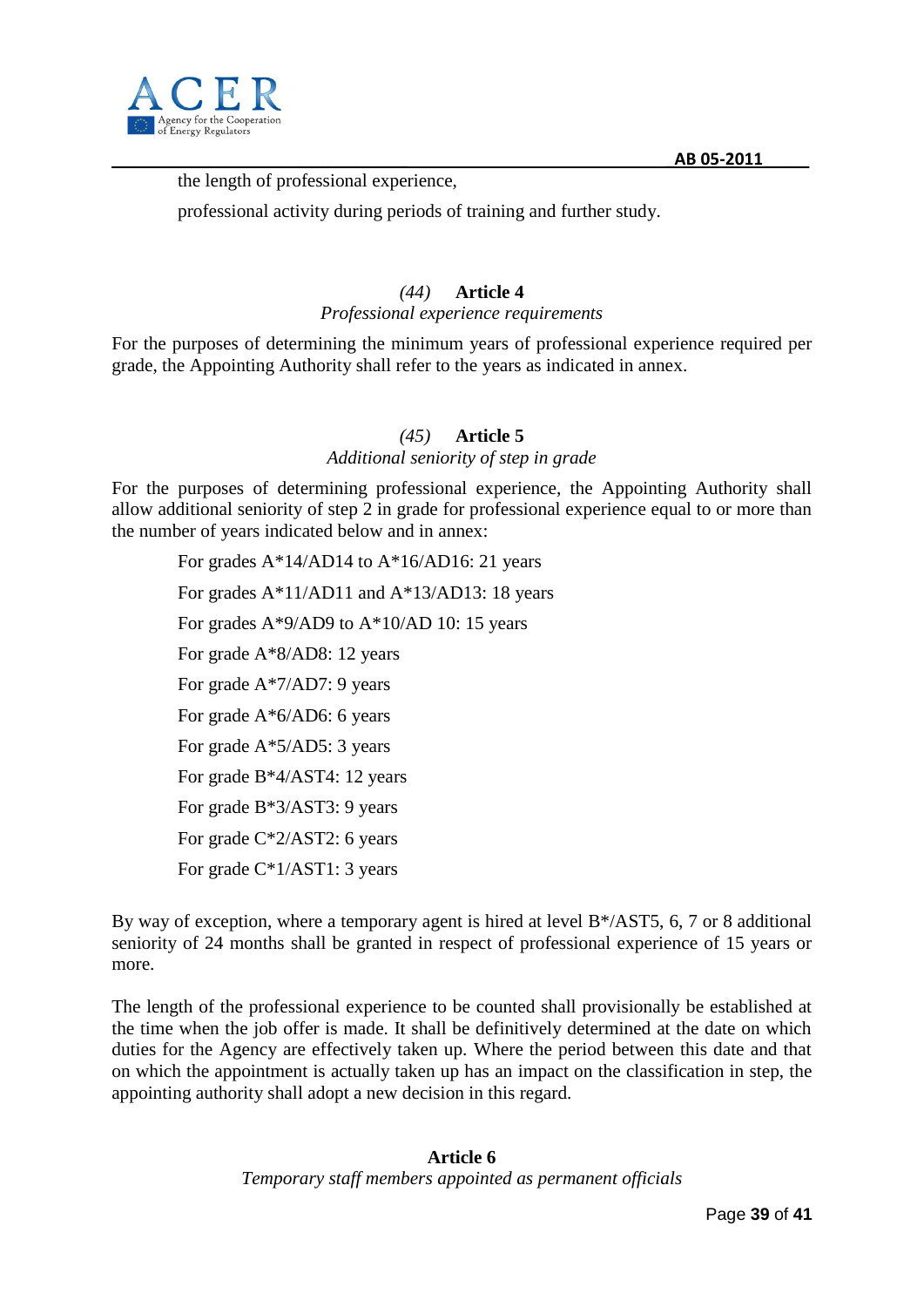the length of professional experience,

professional activity during periods of training and further study.

### *(44)* Article 4

*Professional experience requirements*

For the purposes of determining the minimum years of professional experience required per grade, the Appointing Authority shall refer to the years as indicated in annex.

### *(45)* Article 5

*Additional seniority of step in grade*

For the purposes of determining professional experience, the Appointing Authority shall allow additional seniority of step 2 in grade for professional experience equal to or more than the number of years indicated below and in annex:

For grades A*14/AD14 to A*16/AD16: 21 years

For grades A*11/AD11 and A*13/AD13: 18 years

For grades A*9/AD9 to A*10/AD 10: 15 years

For grade A*8/AD8: 12 years

For grade A*7/AD7: 9 years

For grade A*6/AD6: 6 years

For grade A*5/AD5: 3 years

For grade B*4/AST4: 12 years

For grade B*3/AST3: 9 years

For grade C*2/AST2: 6 years

For grade C*1/AST1: 3 years

By way of exception, where a temporary agent is hired at level B*/AST5, 6, 7 or 8 additional seniority of 24 months shall be granted in respect of professional experience of 15 years or more.

The length of the professional experience to be counted shall provisionally be established at the time when the job offer is made. It shall be definitively determined at the date on which duties for the Agency are effectively taken up. Where the period between this date and that on which the appointment is actually taken up has an impact on the classification in step, the appointing authority shall adopt a new decision in this regard.

### Article 6

*Temporary staff members appointed as permanent officials*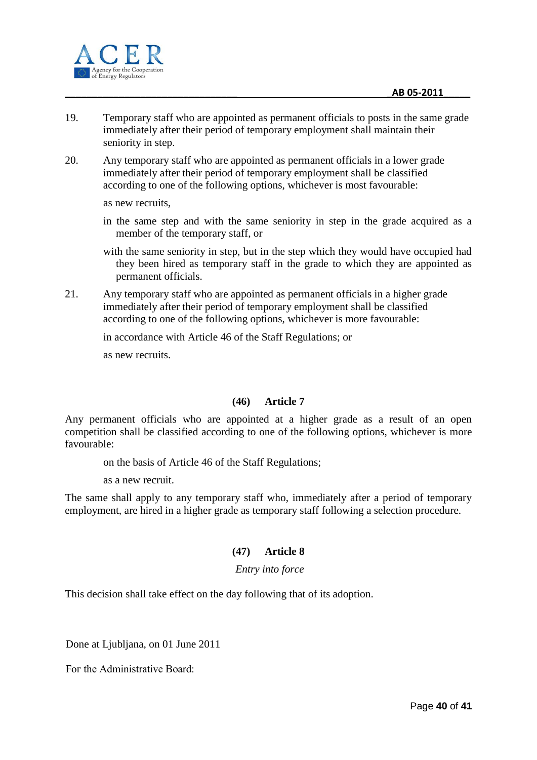19. Temporary staff who are appointed as permanent officials to posts in the same grade immediately after their period of temporary employment shall maintain their seniority in step.

20. Any temporary staff who are appointed as permanent officials in a lower grade immediately after their period of temporary employment shall be classified according to one of the following options, whichever is most favourable:

    as new recruits,

    in the same step and with the same seniority in step in the grade acquired as a member of the temporary staff, or

    with the same seniority in step, but in the step which they would have occupied had they been hired as temporary staff in the grade to which they are appointed as permanent officials.

21. Any temporary staff who are appointed as permanent officials in a higher grade immediately after their period of temporary employment shall be classified according to one of the following options, whichever is more favourable:

    in accordance with Article 46 of the Staff Regulations; or

    as new recruits.

### (46) Article 7

Any permanent officials who are appointed at a higher grade as a result of an open competition shall be classified according to one of the following options, whichever is more favourable:

on the basis of Article 46 of the Staff Regulations;

as a new recruit.

The same shall apply to any temporary staff who, immediately after a period of temporary employment, are hired in a higher grade as temporary staff following a selection procedure.

### (47) Article 8

*Entry into force*

This decision shall take effect on the day following that of its adoption.

Done at Ljubljana, on 01 June 2011

For the Administrative Board: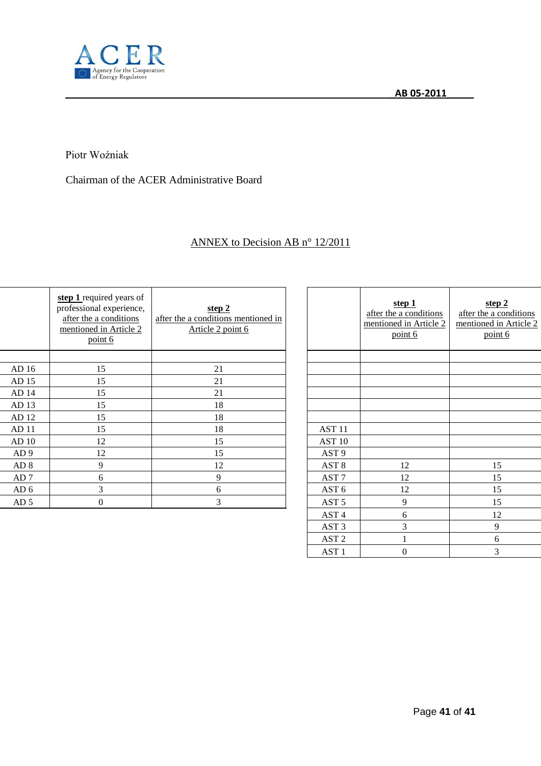Piotr Woźniak

Chairman of the ACER Administrative Board

ANNEX to Decision AB n° 12/2011

| | **step 1** required years of professional experience, after the a conditions mentioned in Article 2 point 6 | **step 2** after the a conditions mentioned in Article 2 point 6 |
|---|---|---|
| | | |
| AD 16 | 15 | 21 |
| AD 15 | 15 | 21 |
| AD 14 | 15 | 21 |
| AD 13 | 15 | 18 |
| AD 12 | 15 | 18 |
| AD 11 | 15 | 18 |
| AD 10 | 12 | 15 |
| AD 9 | 12 | 15 |
| AD 8 | 9 | 12 |
| AD 7 | 6 | 9 |
| AD 6 | 3 | 6 |
| AD 5 | 0 | 3 |

| | **step 1** after the a conditions mentioned in Article 2 point 6 | **step 2** after the a conditions mentioned in Article 2 point 6 |
|---|---|---|
| | | |
| | | |
| | | |
| | | |
| | | |
| | | |
| AST 11 | | |
| AST 10 | | |
| AST 9 | | |
| AST 8 | 12 | 15 |
| AST 7 | 12 | 15 |
| AST 6 | 12 | 15 |
| AST 5 | 9 | 15 |
| AST 4 | 6 | 12 |
| AST 3 | 3 | 9 |
| AST 2 | 1 | 6 |
| AST 1 | 0 | 3 |